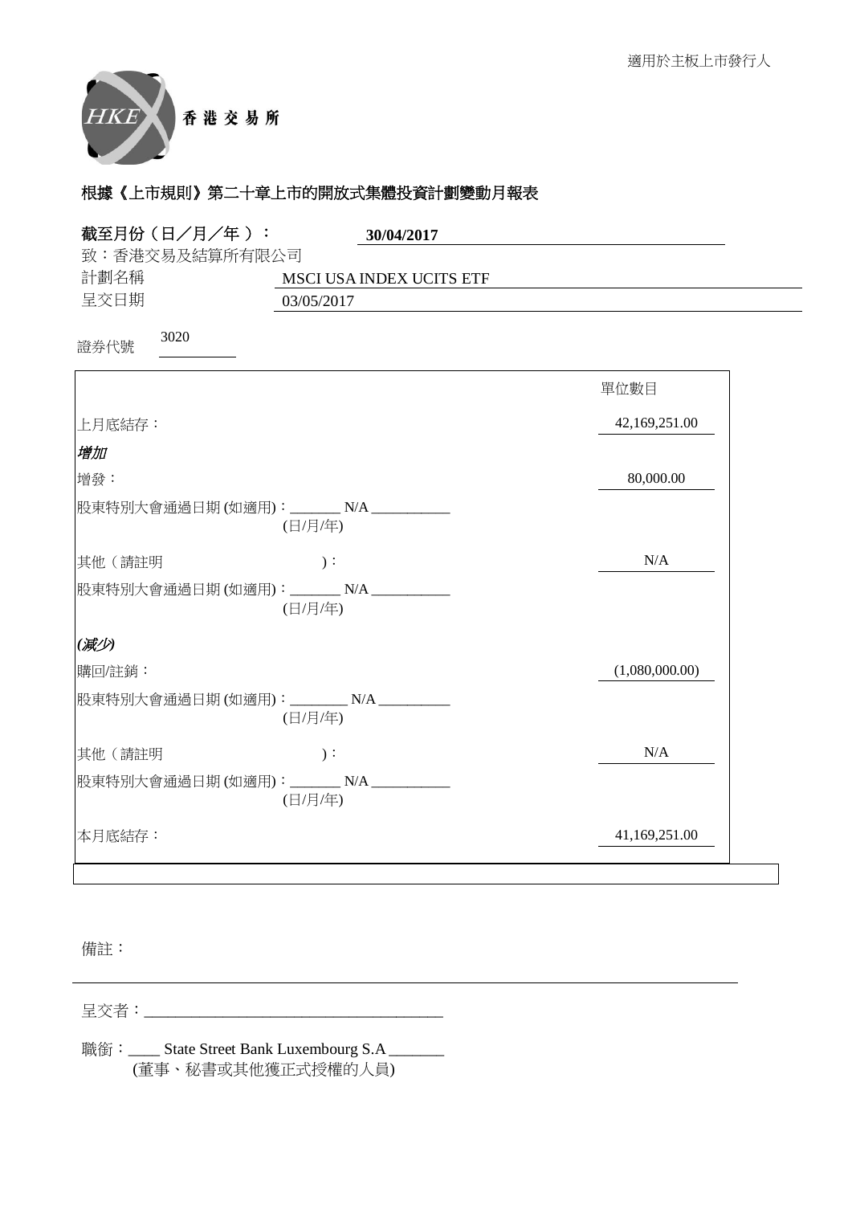適用於主板上市發行人

香 港 交 易 所

## 根據《上市規則》第二十章上市的開放式集體投資計劃變動月報表

**截至月份（日／月／年）：** **30/04/2017**

致：香港交易及結算所有限公司

計劃名稱 MSCI USA INDEX UCITS ETF

呈交日期 03/05/2017

證券代號 3020

| | 單位數目 |
|---|---|
| 上月底結存： | 42,169,251.00 |
| ***增加*** | |
| 增發： | 80,000.00 |
| 股東特別大會通過日期 (如適用)：_______ N/A ___________ (日/月/年) | |
| 其他（請註明 )： | N/A |
| 股東特別大會通過日期 (如適用)：_______ N/A ___________ (日/月/年) | |
| ***(減少)*** | |
| 購回/註銷： | (1,080,000.00) |
| 股東特別大會通過日期 (如適用)：________ N/A __________ (日/月/年) | |
| 其他（請註明 )： | N/A |
| 股東特別大會通過日期 (如適用)：_______ N/A ___________ (日/月/年) | |
| 本月底結存： | 41,169,251.00 |

備註：

呈交者：_______________________________________

職銜：____ State Street Bank Luxembourg S.A _______
(董事、秘書或其他獲正式授權的人員)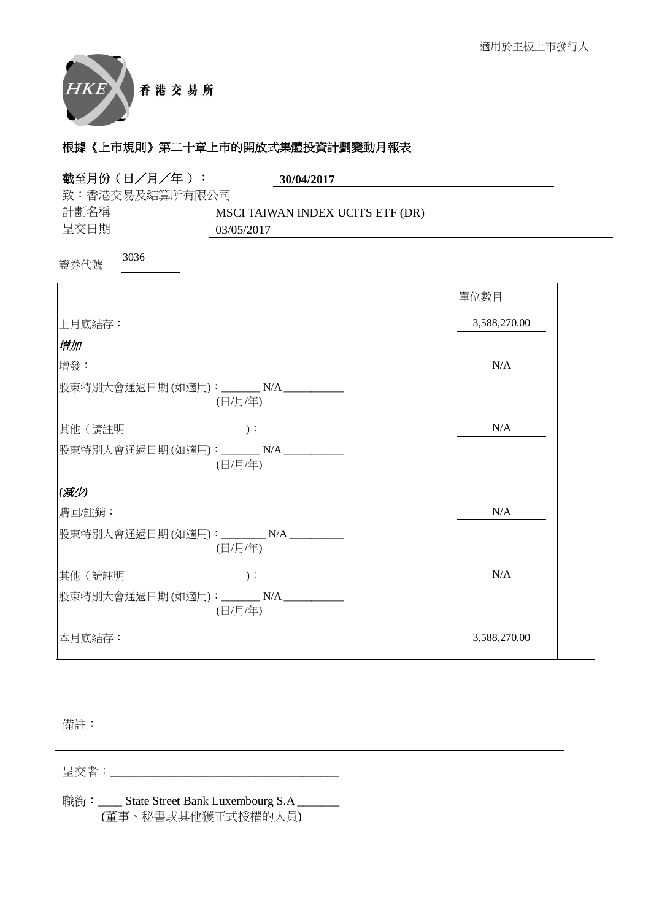適用於主板上市發行人

香 港 交 易 所

## 根據《上市規則》第二十章上市的開放式集體投資計劃變動月報表

**截至月份（日／月／年）：** **30/04/2017**

致：香港交易及結算所有限公司

計劃名稱 MSCI TAIWAN INDEX UCITS ETF (DR)

呈交日期 03/05/2017

證券代號 3036

| | 單位數目 |
|---|---|
| 上月底結存： | 3,588,270.00 |
| *增加* | |
| 增發： | N/A |
| 股東特別大會通過日期 (如適用)：_______ N/A ___________ (日/月/年) | |
| 其他（請註明 )： | N/A |
| 股東特別大會通過日期 (如適用)：_______ N/A ___________ (日/月/年) | |
| *(減少)* | |
| 購回/註銷： | N/A |
| 股東特別大會通過日期 (如適用)：________ N/A __________ (日/月/年) | |
| 其他（請註明 )： | N/A |
| 股東特別大會通過日期 (如適用)：_______ N/A ___________ (日/月/年) | |
| 本月底結存： | 3,588,270.00 |

備註：

呈交者：_______________________________________

職銜：____ State Street Bank Luxembourg S.A _______
(董事、秘書或其他獲正式授權的人員)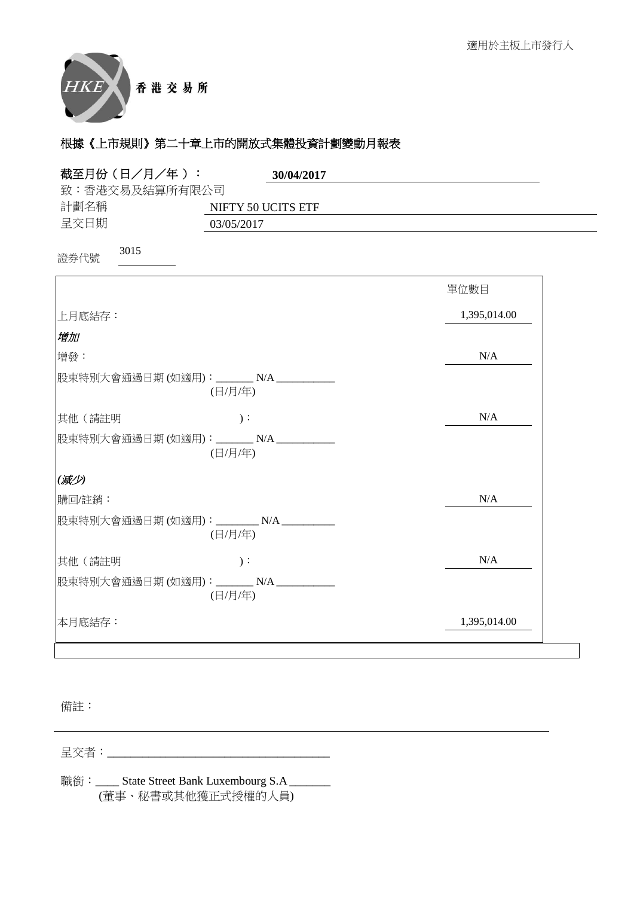適用於主板上市發行人

香港交易所

## 根據《上市規則》第二十章上市的開放式集體投資計劃變動月報表

**截至月份（日／月／年）：** **30/04/2017**

致：香港交易及結算所有限公司

計劃名稱 NIFTY 50 UCITS ETF

呈交日期 03/05/2017

證券代號 3015

| | 單位數目 |
|---|---|
| 上月底結存： | 1,395,014.00 |
| ***增加*** | |
| 增發： | N/A |
| 股東特別大會通過日期 (如適用)：_______ N/A ___________ (日/月/年) | |
| 其他（請註明 ）： | N/A |
| 股東特別大會通過日期 (如適用)：_______ N/A ___________ (日/月/年) | |
| ***(減少)*** | |
| 購回/註銷： | N/A |
| 股東特別大會通過日期 (如適用)：________ N/A __________ (日/月/年) | |
| 其他（請註明 ）： | N/A |
| 股東特別大會通過日期 (如適用)：_______ N/A ___________ (日/月/年) | |
| 本月底結存： | 1,395,014.00 |

備註：

呈交者：______________________________________

職銜：____ State Street Bank Luxembourg S.A _______
(董事、秘書或其他獲正式授權的人員)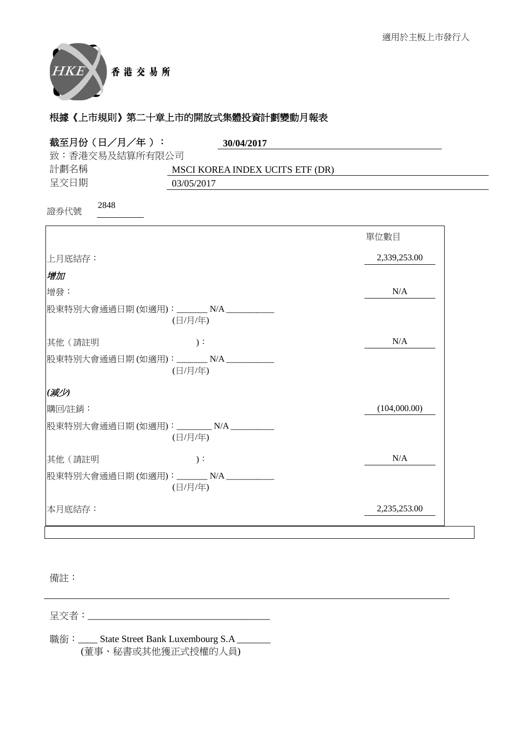適用於主板上市發行人

香港交易所

## 根據《上市規則》第二十章上市的開放式集體投資計劃變動月報表

**截至月份（日／月／年）：** **30/04/2017**

致：香港交易所及結算所有限公司

計劃名稱 MSCI KOREA INDEX UCITS ETF (DR)

呈交日期 03/05/2017

證券代號 2848

| | 單位數目 |
|---|---|
| 上月底結存： | 2,339,253.00 |
| ***增加*** | |
| 增發： | N/A |
| 股東特別大會通過日期 (如適用)：_______ N/A ___________ (日/月/年) | |
| 其他（請註明 ）： | N/A |
| 股東特別大會通過日期 (如適用)：_______ N/A ___________ (日/月/年) | |
| ***(減少)*** | |
| 購回/註銷： | (104,000.00) |
| 股東特別大會通過日期 (如適用)：________ N/A __________ (日/月/年) | |
| 其他（請註明 ）： | N/A |
| 股東特別大會通過日期 (如適用)：_______ N/A ___________ (日/月/年) | |
| 本月底結存： | 2,235,253.00 |

備註：

呈交者：______________________________________

職銜：____ State Street Bank Luxembourg S.A _______
(董事、秘書或其他獲正式授權的人員)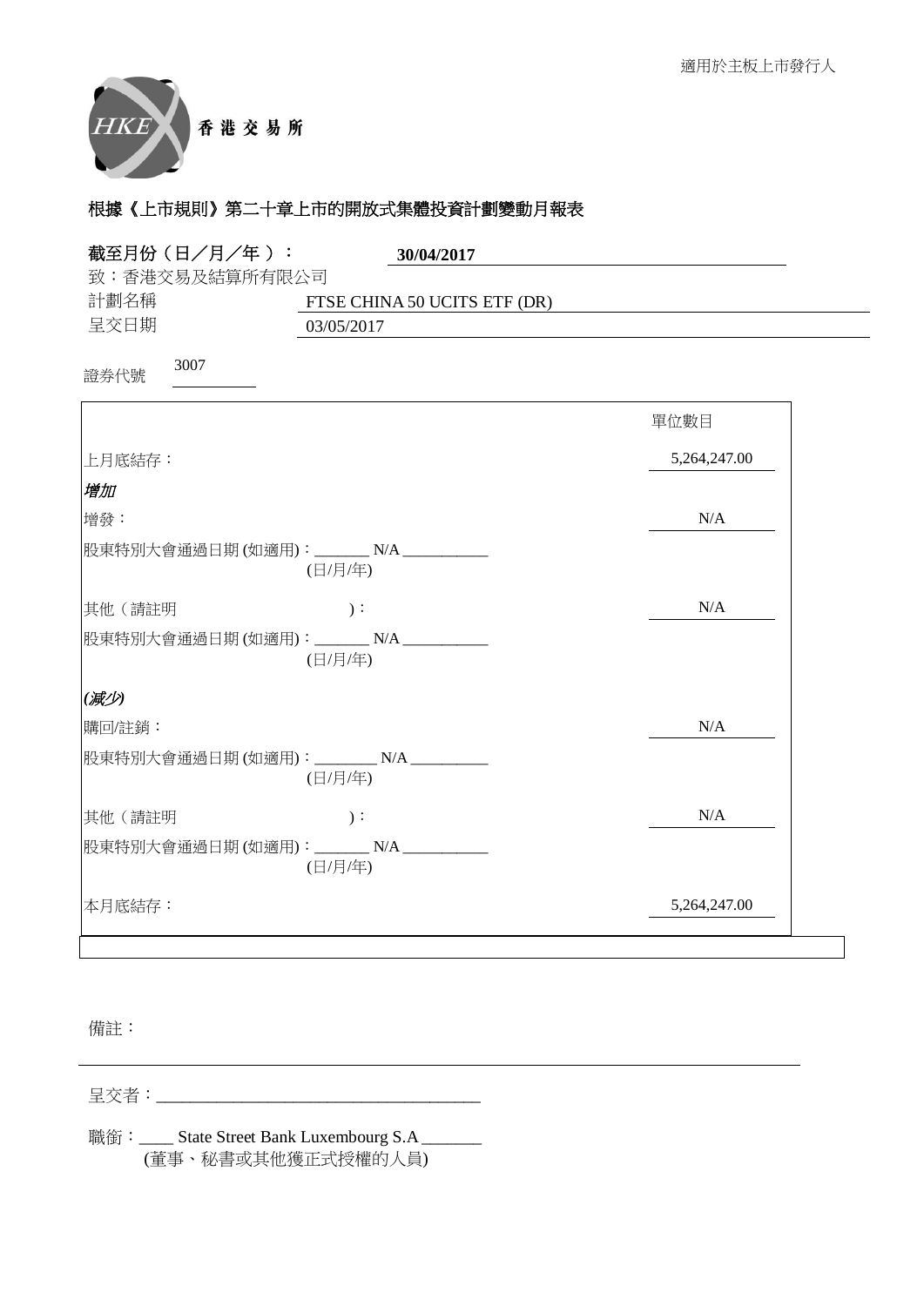適用於主板上市發行人

香港交易所

# 根據《上市規則》第二十章上市的開放式集體投資計劃變動月報表

**截至月份（日／月／年）：** **30/04/2017**

致：香港交易及結算所有限公司

計劃名稱 FTSE CHINA 50 UCITS ETF (DR)

呈交日期 03/05/2017

證券代號 3007

| | 單位數目 |
|---|---|
| 上月底結存： | 5,264,247.00 |
| ***增加*** | |
| 增發： | N/A |
| 股東特別大會通過日期 (如適用)：_______ N/A ___________ (日/月/年) | |
| 其他（請註明 )： | N/A |
| 股東特別大會通過日期 (如適用)：_______ N/A ___________ (日/月/年) | |
| ***(減少)*** | |
| 購回/註銷： | N/A |
| 股東特別大會通過日期 (如適用)：________ N/A __________ (日/月/年) | |
| 其他（請註明 )： | N/A |
| 股東特別大會通過日期 (如適用)：_______ N/A ___________ (日/月/年) | |
| 本月底結存： | 5,264,247.00 |

備註：

呈交者：______________________________________

職銜：____ State Street Bank Luxembourg S.A _______
(董事、秘書或其他獲正式授權的人員)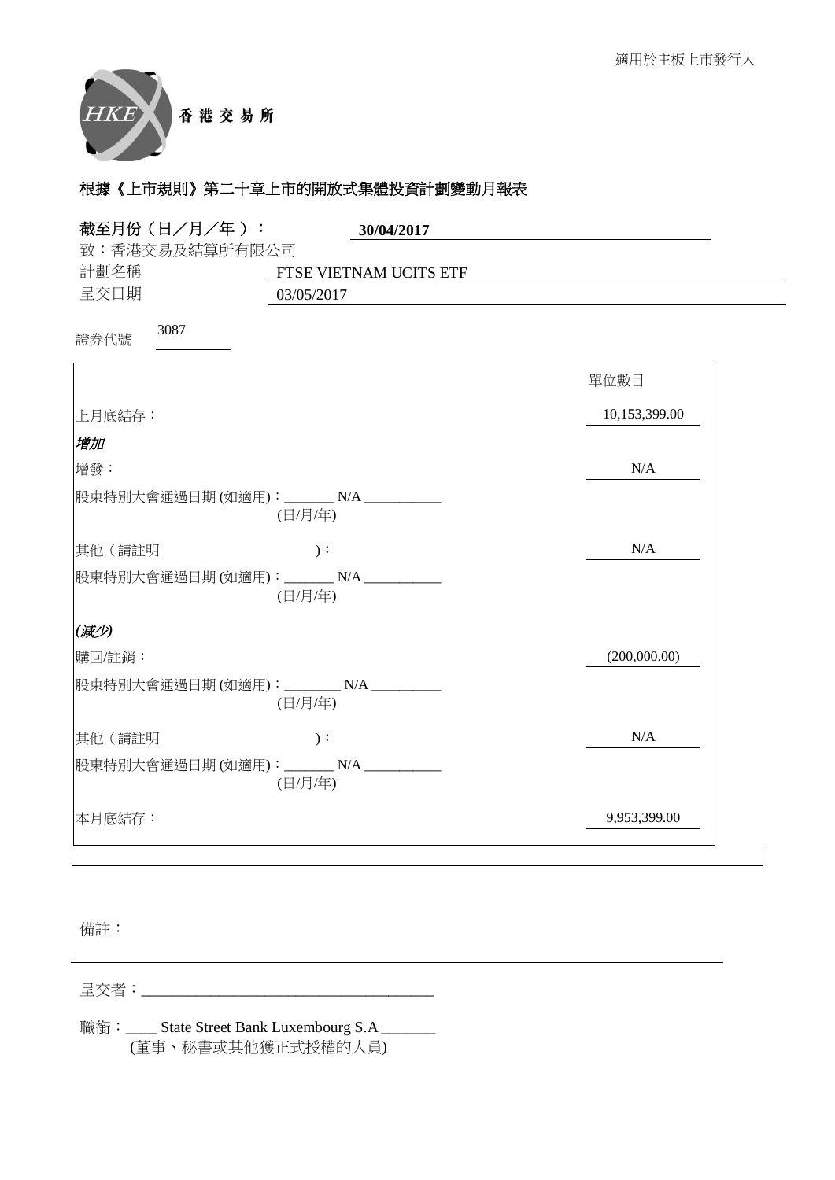適用於主板上市發行人

香 港 交 易 所

## 根據《上市規則》第二十章上市的開放式集體投資計劃變動月報表

**截至月份（日／月／年）：** **30/04/2017**

致：香港交易及結算所有限公司

計劃名稱 FTSE VIETNAM UCITS ETF

呈交日期 03/05/2017

證券代號 3087

| | 單位數目 |
|---|---|
| 上月底結存： | 10,153,399.00 |
| ***增加*** | |
| 增發： | N/A |
| 股東特別大會通過日期 (如適用)：_______ N/A ___________ (日/月/年) | |
| 其他（請註明 )： | N/A |
| 股東特別大會通過日期 (如適用)：_______ N/A ___________ (日/月/年) | |
| ***(減少)*** | |
| 購回/註銷： | (200,000.00) |
| 股東特別大會通過日期 (如適用)：________ N/A __________ (日/月/年) | |
| 其他（請註明 )： | N/A |
| 股東特別大會通過日期 (如適用)：_______ N/A ___________ (日/月/年) | |
| 本月底結存： | 9,953,399.00 |

備註：

呈交者：______________________________________

職銜：____ State Street Bank Luxembourg S.A _______
(董事、秘書或其他獲正式授權的人員)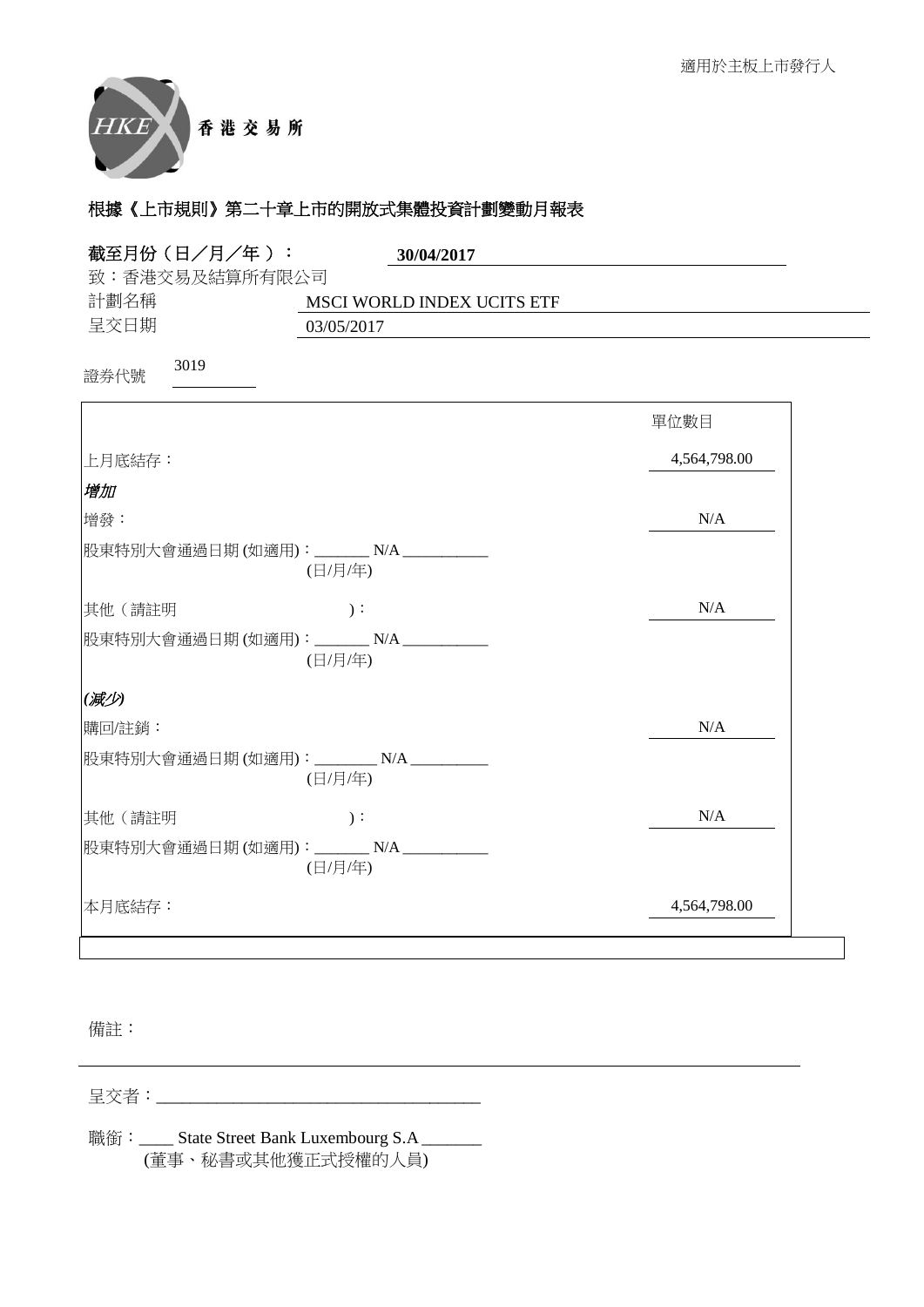適用於主板上市發行人

香 港 交 易 所

## 根據《上市規則》第二十章上市的開放式集體投資計劃變動月報表

**截至月份（日／月／年）：** **30/04/2017**

致：香港交易及結算所有限公司

計劃名稱 MSCI WORLD INDEX UCITS ETF

呈交日期 03/05/2017

證券代號 3019

| | 單位數目 |
|---|---|
| 上月底結存： | 4,564,798.00 |
| ***增加*** | |
| 增發： | N/A |
| 股東特別大會通過日期 (如適用)：_______ N/A ___________ (日/月/年) | |
| 其他（請註明 )： | N/A |
| 股東特別大會通過日期 (如適用)：_______ N/A ___________ (日/月/年) | |
| ***(減少)*** | |
| 購回/註銷： | N/A |
| 股東特別大會通過日期 (如適用)：________ N/A __________ (日/月/年) | |
| 其他（請註明 )： | N/A |
| 股東特別大會通過日期 (如適用)：_______ N/A ___________ (日/月/年) | |
| 本月底結存： | 4,564,798.00 |

備註：

呈交者：______________________________________

職銜：____ State Street Bank Luxembourg S.A _______
(董事、秘書或其他獲正式授權的人員)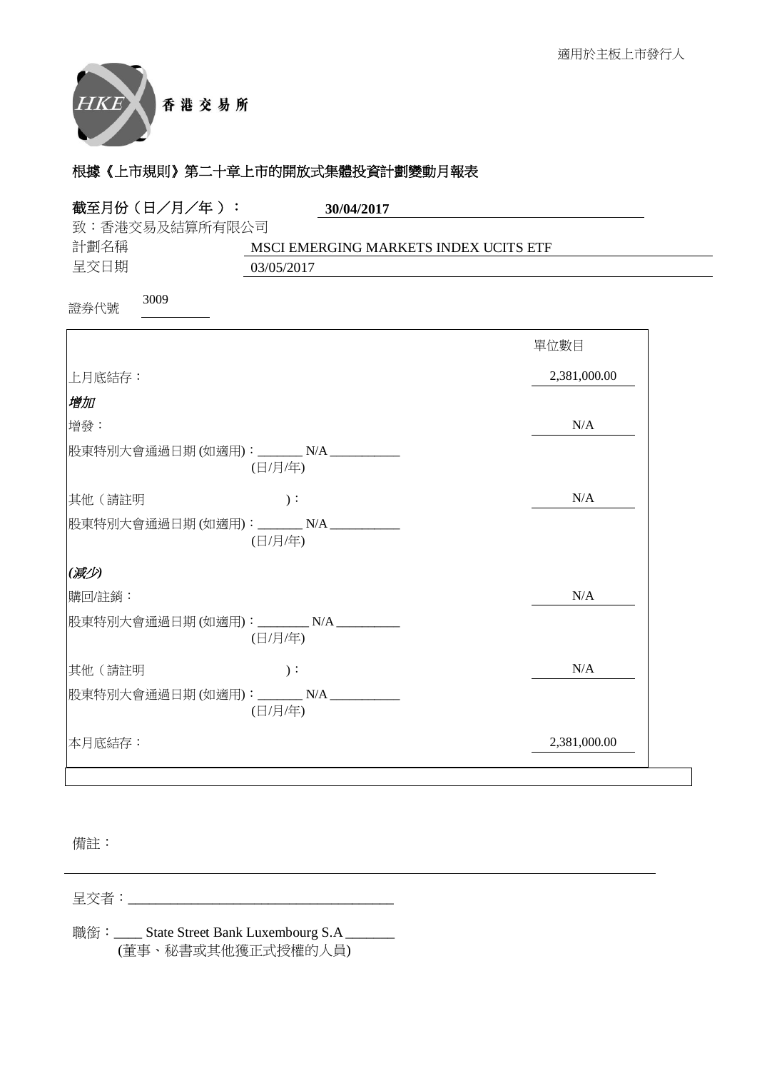適用於主板上市發行人

香港交易所

## 根據《上市規則》第二十章上市的開放式集體投資計劃變動月報表

截至月份（日／月／年）： **30/04/2017**

致：香港交易所及結算所有限公司

計劃名稱 MSCI EMERGING MARKETS INDEX UCITS ETF

呈交日期 03/05/2017

證券代號 3009

| | 單位數目 |
|---|---|
| 上月底結存： | 2,381,000.00 |
| ***增加*** | |
| 增發： | N/A |
| 股東特別大會通過日期 (如適用)：_______ N/A ___________ (日/月/年) | |
| 其他（請註明 )： | N/A |
| 股東特別大會通過日期 (如適用)：_______ N/A ___________ (日/月/年) | |
| ***(減少)*** | |
| 購回/註銷： | N/A |
| 股東特別大會通過日期 (如適用)：________ N/A __________ (日/月/年) | |
| 其他（請註明 )： | N/A |
| 股東特別大會通過日期 (如適用)：_______ N/A ___________ (日/月/年) | |
| 本月底結存： | 2,381,000.00 |

備註：

呈交者：______________________________________

職銜：____ State Street Bank Luxembourg S.A _______
(董事、秘書或其他獲正式授權的人員)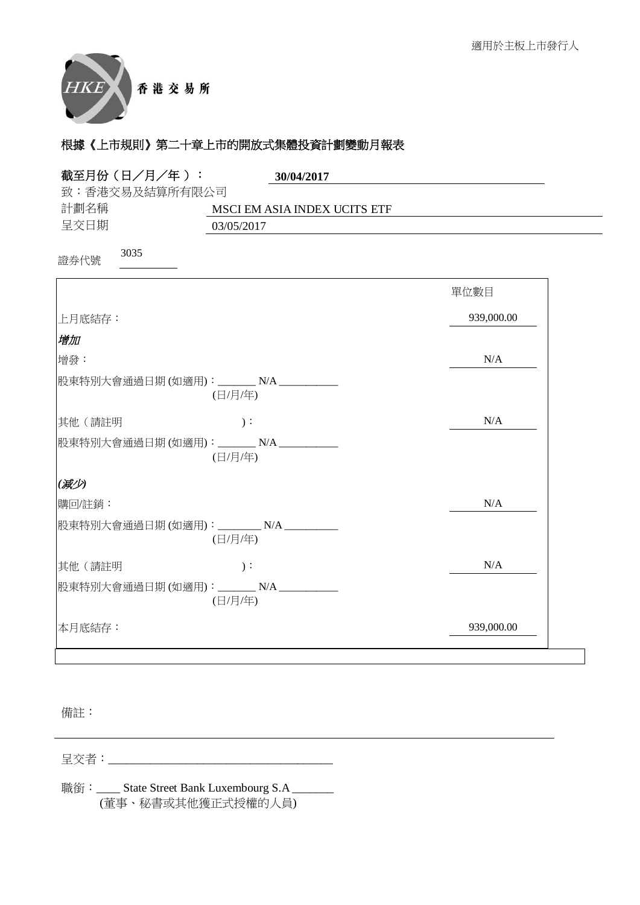適用於主板上市發行人

香港交易所

## 根據《上市規則》第二十章上市的開放式集體投資計劃變動月報表

**截至月份（日／月／年）： 30/04/2017**

致：香港交易所及結算所有限公司

計劃名稱 MSCI EM ASIA INDEX UCITS ETF

呈交日期 03/05/2017

證券代號 3035

| | 單位數目 |
|---|---|
| 上月底結存： | 939,000.00 |
| *增加* | |
| 增發： | N/A |
| 股東特別大會通過日期 (如適用)：_______ N/A ___________ (日/月/年) | |
| 其他（請註明 )： | N/A |
| 股東特別大會通過日期 (如適用)：_______ N/A ___________ (日/月/年) | |
| *(減少)* | |
| 購回/註銷： | N/A |
| 股東特別大會通過日期 (如適用)：________ N/A __________ (日/月/年) | |
| 其他（請註明 )： | N/A |
| 股東特別大會通過日期 (如適用)：_______ N/A ___________ (日/月/年) | |
| 本月底結存： | 939,000.00 |

備註：

呈交者：______________________________________

職銜：____ State Street Bank Luxembourg S.A _______
(董事、秘書或其他獲正式授權的人員)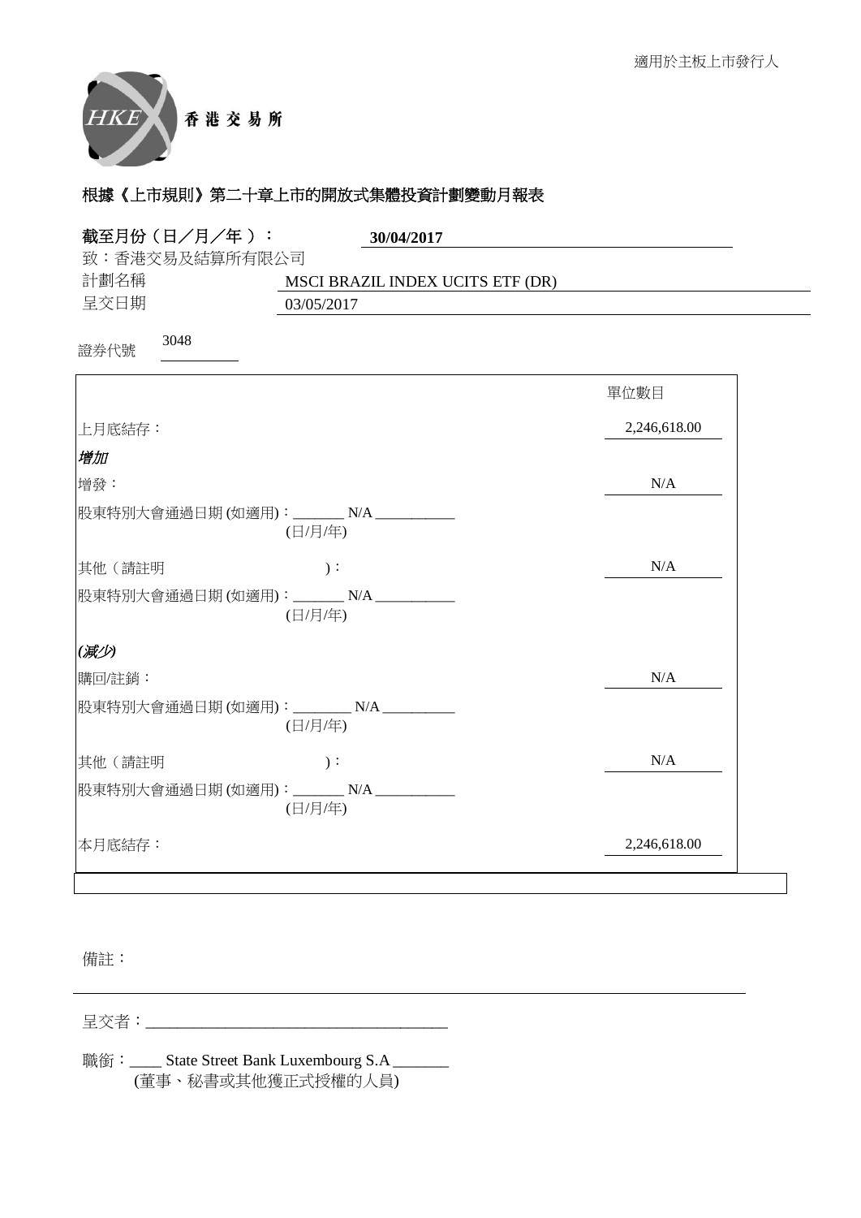適用於主板上市發行人

香 港 交 易 所

## 根據《上市規則》第二十章上市的開放式集體投資計劃變動月報表

**截至月份（日／月／年）：** **30/04/2017**

致：香港交易及結算所有限公司

計劃名稱 MSCI BRAZIL INDEX UCITS ETF (DR)

呈交日期 03/05/2017

證券代號 3048

| | 單位數目 |
|---|---|
| 上月底結存： | 2,246,618.00 |
| ***增加*** | |
| 增發： | N/A |
| 股東特別大會通過日期 (如適用)：_______ N/A ___________ (日/月/年) | |
| 其他（請註明 ）： | N/A |
| 股東特別大會通過日期 (如適用)：_______ N/A ___________ (日/月/年) | |
| ***(減少)*** | |
| 購回/註銷： | N/A |
| 股東特別大會通過日期 (如適用)：________ N/A __________ (日/月/年) | |
| 其他（請註明 ）： | N/A |
| 股東特別大會通過日期 (如適用)：_______ N/A ___________ (日/月/年) | |
| 本月底結存： | 2,246,618.00 |

備註：

呈交者：_______________________________________

職銜：____ State Street Bank Luxembourg S.A _______
(董事、秘書或其他獲正式授權的人員)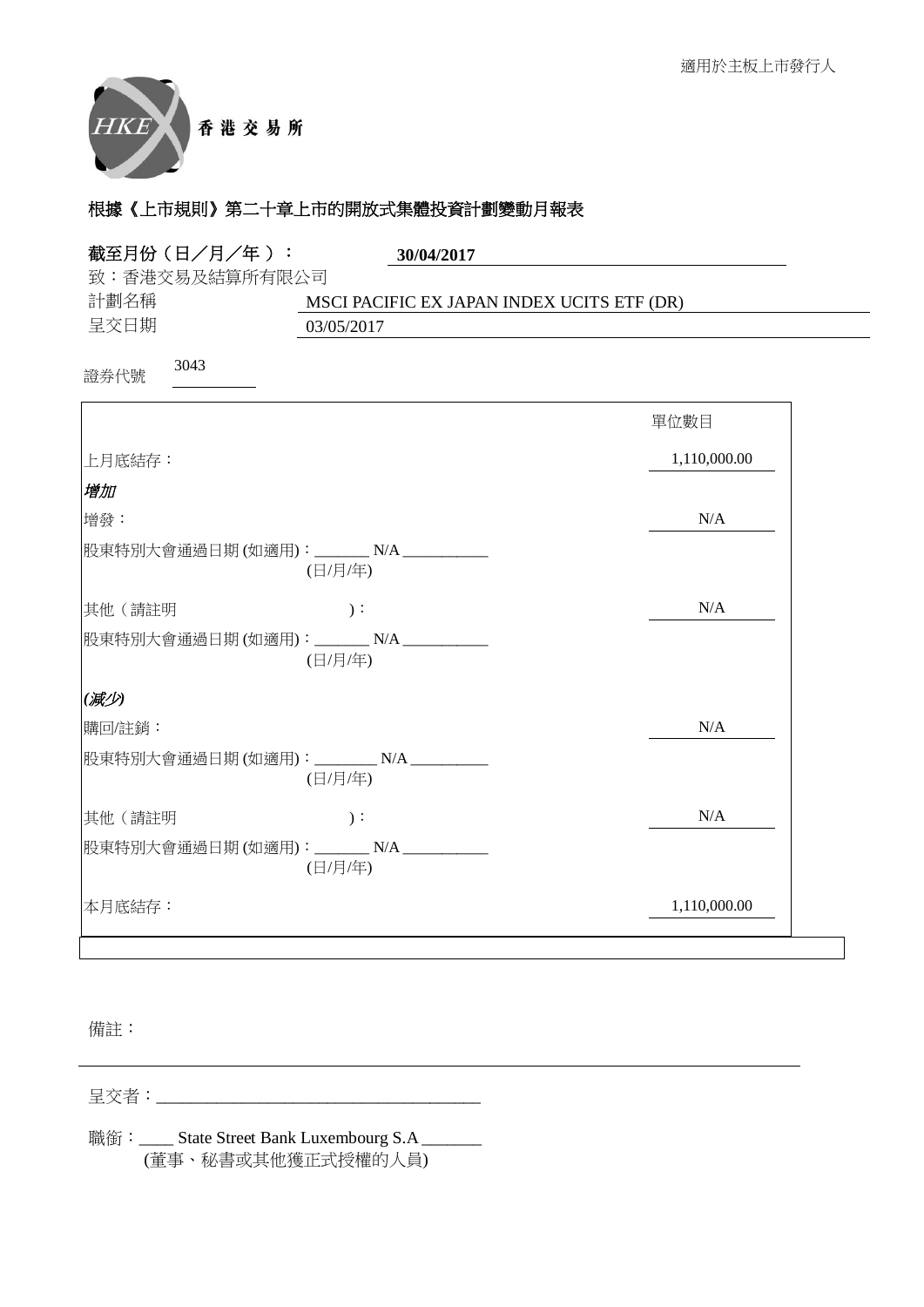適用於主板上市發行人

香 港 交 易 所

## 根據《上市規則》第二十章上市的開放式集體投資計劃變動月報表

**截至月份（日／月／年）：** **30/04/2017**

致：香港交易及結算所有限公司

計劃名稱 MSCI PACIFIC EX JAPAN INDEX UCITS ETF (DR)

呈交日期 03/05/2017

證券代號 3043

| | 單位數目 |
|---|---|
| 上月底結存： | 1,110,000.00 |
| ***增加*** | |
| 增發： | N/A |
| 股東特別大會通過日期 (如適用)：_______ N/A ___________ (日/月/年) | |
| 其他（請註明 )： | N/A |
| 股東特別大會通過日期 (如適用)：_______ N/A ___________ (日/月/年) | |
| ***(減少)*** | |
| 購回/註銷： | N/A |
| 股東特別大會通過日期 (如適用)：________ N/A __________ (日/月/年) | |
| 其他（請註明 )： | N/A |
| 股東特別大會通過日期 (如適用)：_______ N/A ___________ (日/月/年) | |
| 本月底結存： | 1,110,000.00 |

備註：

呈交者：______________________________________

職銜：____ State Street Bank Luxembourg S.A _______
(董事、秘書或其他獲正式授權的人員)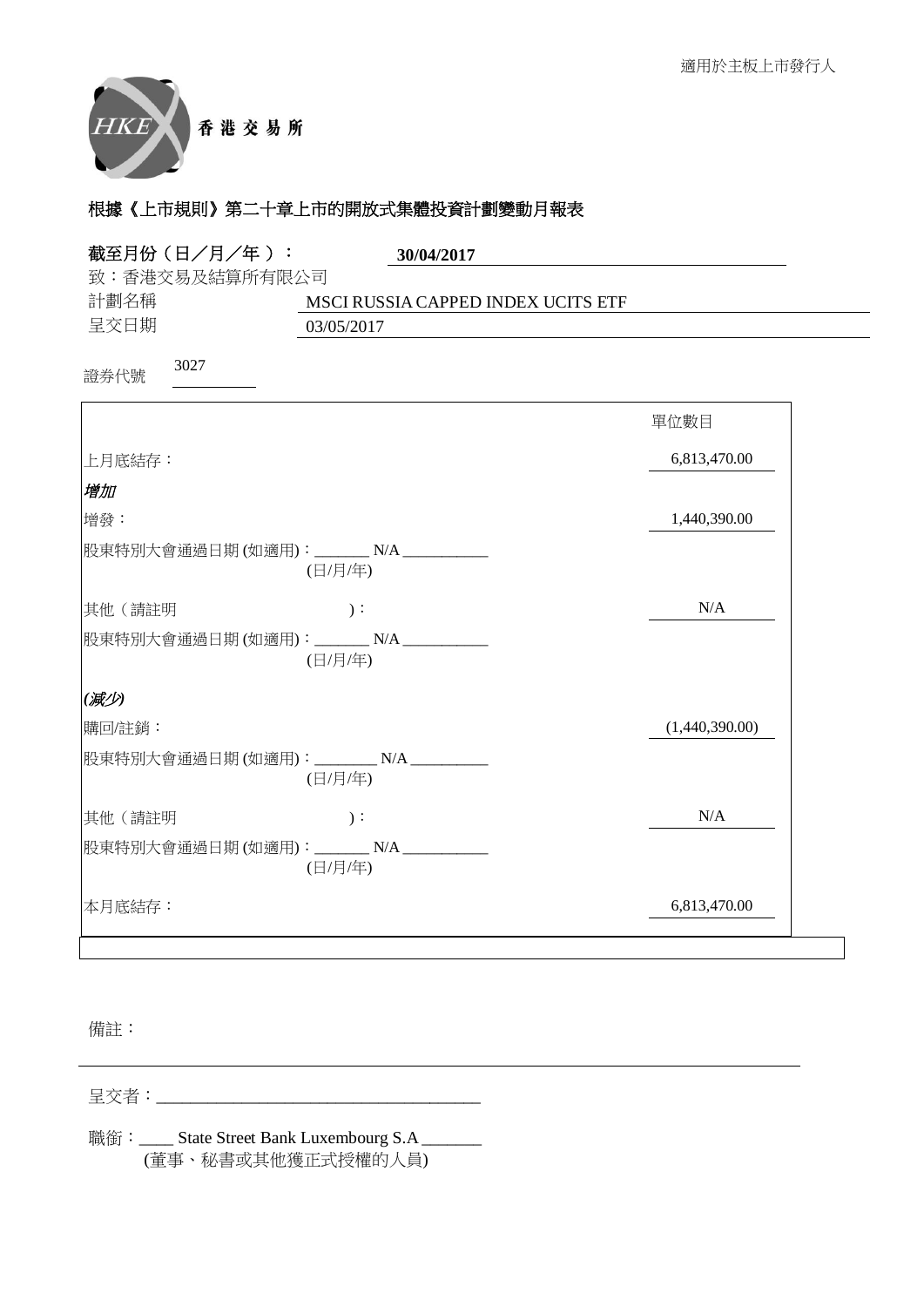適用於主板上市發行人

香 港 交 易 所

## 根據《上市規則》第二十章上市的開放式集體投資計劃變動月報表

**截至月份（日／月／年）：** **30/04/2017**

致：香港交易及結算所有限公司

計劃名稱 MSCI RUSSIA CAPPED INDEX UCITS ETF

呈交日期 03/05/2017

證券代號 3027

| | 單位數目 |
|---|---|
| 上月底結存： | 6,813,470.00 |
| ***增加*** | |
| 增發： | 1,440,390.00 |
| 股東特別大會通過日期 (如適用)：_______ N/A ___________ (日/月/年) | |
| 其他（請註明 )： | N/A |
| 股東特別大會通過日期 (如適用)：_______ N/A ___________ (日/月/年) | |
| ***(減少)*** | |
| 購回/註銷： | (1,440,390.00) |
| 股東特別大會通過日期 (如適用)：________ N/A __________ (日/月/年) | |
| 其他（請註明 )： | N/A |
| 股東特別大會通過日期 (如適用)：_______ N/A ___________ (日/月/年) | |
| 本月底結存： | 6,813,470.00 |

備註：

呈交者：______________________________________

職銜：____ State Street Bank Luxembourg S.A _______
(董事、秘書或其他獲正式授權的人員)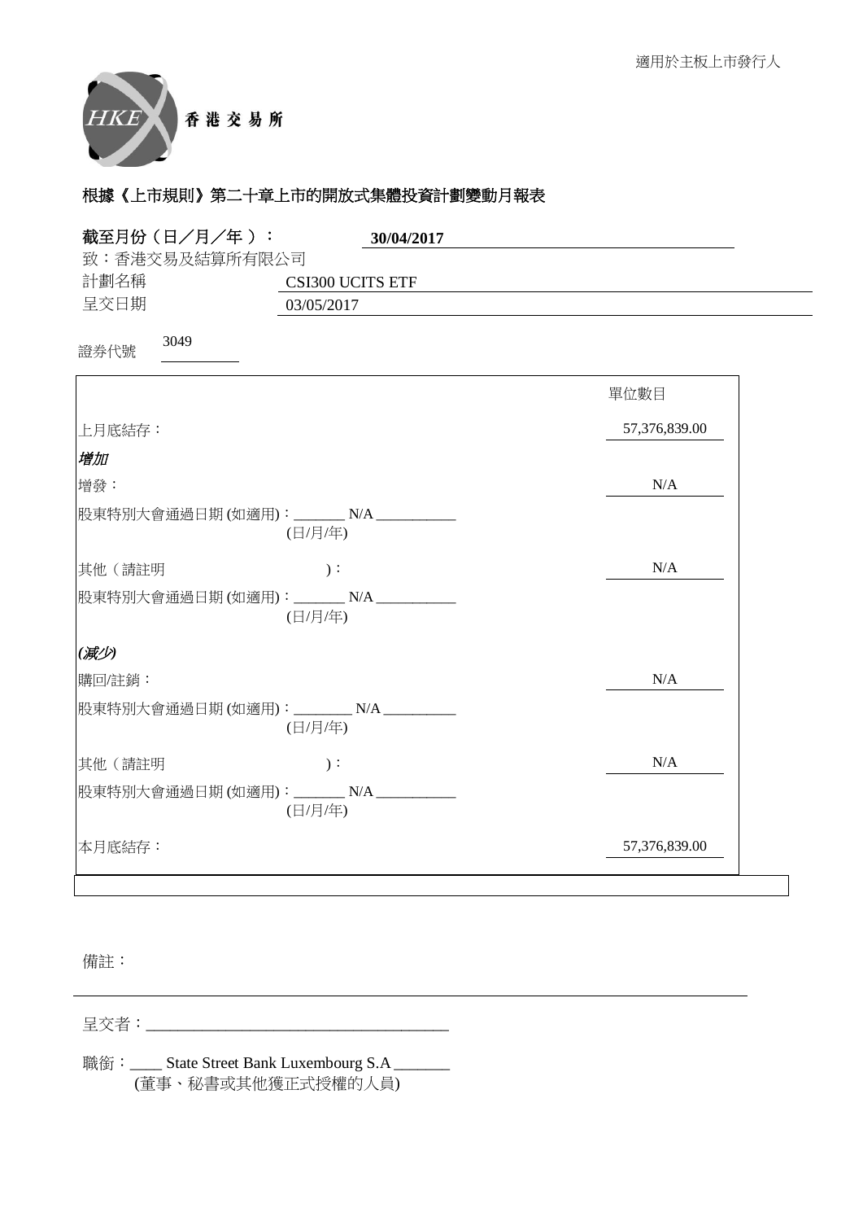適用於主板上市發行人

香港交易所

## 根據《上市規則》第二十章上市的開放式集體投資計劃變動月報表

**截至月份（日／月／年）：** **30/04/2017**

致：香港交易所及結算所有限公司

計劃名稱 CSI300 UCITS ETF

呈交日期 03/05/2017

證券代號 3049

| | 單位數目 |
|---|---|
| 上月底結存： | 57,376,839.00 |
| ***增加*** | |
| 增發： | N/A |
| 股東特別大會通過日期 (如適用)：_______ N/A ___________ (日/月/年) | |
| 其他（請註明 )： | N/A |
| 股東特別大會通過日期 (如適用)：_______ N/A ___________ (日/月/年) | |
| ***(減少)*** | |
| 購回/註銷： | N/A |
| 股東特別大會通過日期 (如適用)：________ N/A __________ (日/月/年) | |
| 其他（請註明 )： | N/A |
| 股東特別大會通過日期 (如適用)：_______ N/A ___________ (日/月/年) | |
| 本月底結存： | 57,376,839.00 |

備註：

呈交者：______________________________________

職銜：____ State Street Bank Luxembourg S.A _______
(董事、秘書或其他獲正式授權的人員)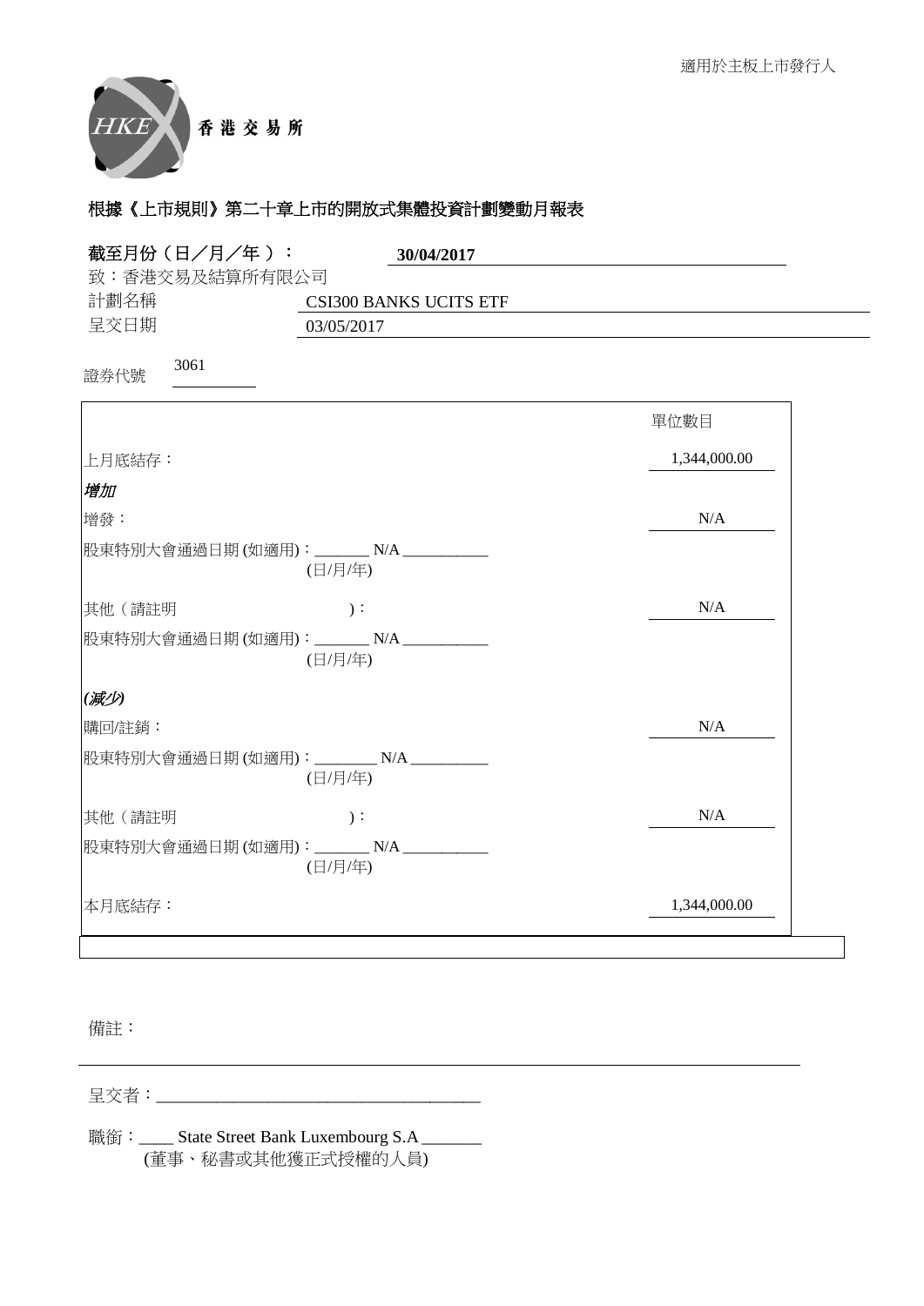適用於主板上市發行人

香 港 交 易 所

## 根據《上市規則》第二十章上市的開放式集體投資計劃變動月報表

**截至月份（日／月／年）：** **30/04/2017**

致：香港交易及結算所有限公司

計劃名稱 CSI300 BANKS UCITS ETF

呈交日期 03/05/2017

證券代號 3061

| | 單位數目 |
|---|---|
| 上月底結存： | 1,344,000.00 |
| ***增加*** | |
| 增發： | N/A |
| 股東特別大會通過日期 (如適用)：_______ N/A ___________ (日/月/年) | |
| 其他（請註明 )： | N/A |
| 股東特別大會通過日期 (如適用)：_______ N/A ___________ (日/月/年) | |
| ***(減少)*** | |
| 購回/註銷： | N/A |
| 股東特別大會通過日期 (如適用)：________ N/A __________ (日/月/年) | |
| 其他（請註明 )： | N/A |
| 股東特別大會通過日期 (如適用)：_______ N/A ___________ (日/月/年) | |
| 本月底結存： | 1,344,000.00 |

備註：

呈交者：_______________________________________

職銜：____ State Street Bank Luxembourg S.A _______
(董事、秘書或其他獲正式授權的人員)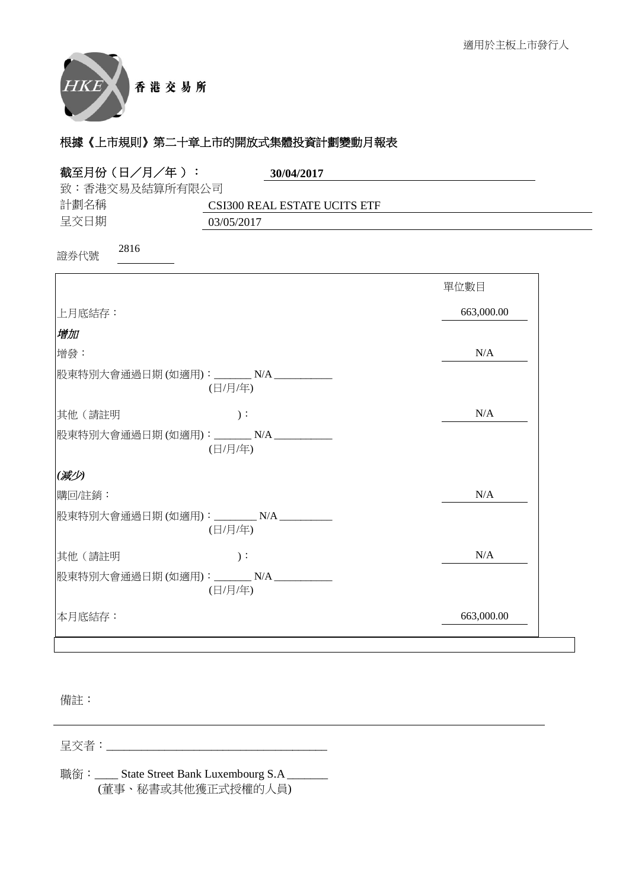適用於主板上市發行人

香港交易所

## 根據《上市規則》第二十章上市的開放式集體投資計劃變動月報表

**截至月份（日／月／年）：** **30/04/2017**

致：香港交易及結算所有限公司

計劃名稱 CSI300 REAL ESTATE UCITS ETF

呈交日期 03/05/2017

證券代號 2816

| | 單位數目 |
|---|---|
| 上月底結存： | 663,000.00 |
| ***增加*** | |
| 增發： | N/A |
| 股東特別大會通過日期 (如適用)：_______ N/A ___________ (日/月/年) | |
| 其他（請註明 )： | N/A |
| 股東特別大會通過日期 (如適用)：_______ N/A ___________ (日/月/年) | |
| ***(減少)*** | |
| 購回/註銷： | N/A |
| 股東特別大會通過日期 (如適用)：________ N/A __________ (日/月/年) | |
| 其他（請註明 )： | N/A |
| 股東特別大會通過日期 (如適用)：_______ N/A ___________ (日/月/年) | |
| 本月底結存： | 663,000.00 |

備註：

呈交者：______________________________________

職銜：____ State Street Bank Luxembourg S.A _______
(董事、秘書或其他獲正式授權的人員)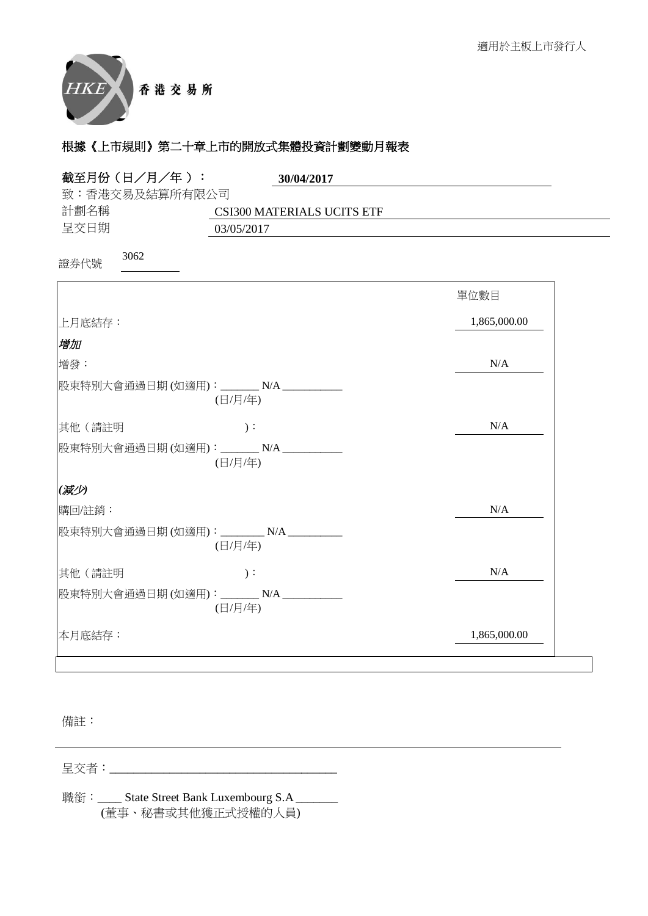適用於主板上市發行人

香港交易所

# 根據《上市規則》第二十章上市的開放式集體投資計劃變動月報表

**截至月份（日／月／年）：** **30/04/2017**

致：香港交易及結算所有限公司

計劃名稱 CSI300 MATERIALS UCITS ETF

呈交日期 03/05/2017

證券代號 3062

| | 單位數目 |
|---|---|
| 上月底結存： | 1,865,000.00 |
| ***增加*** | |
| 增發： | N/A |
| 股東特別大會通過日期 (如適用)：_______ N/A ___________ (日/月/年) | |
| 其他（請註明 )： | N/A |
| 股東特別大會通過日期 (如適用)：_______ N/A ___________ (日/月/年) | |
| ***(減少)*** | |
| 購回/註銷： | N/A |
| 股東特別大會通過日期 (如適用)：________ N/A __________ (日/月/年) | |
| 其他（請註明 )： | N/A |
| 股東特別大會通過日期 (如適用)：_______ N/A ___________ (日/月/年) | |
| 本月底結存： | 1,865,000.00 |

備註：

呈交者：______________________________________

職銜：____ State Street Bank Luxembourg S.A _______
(董事、秘書或其他獲正式授權的人員)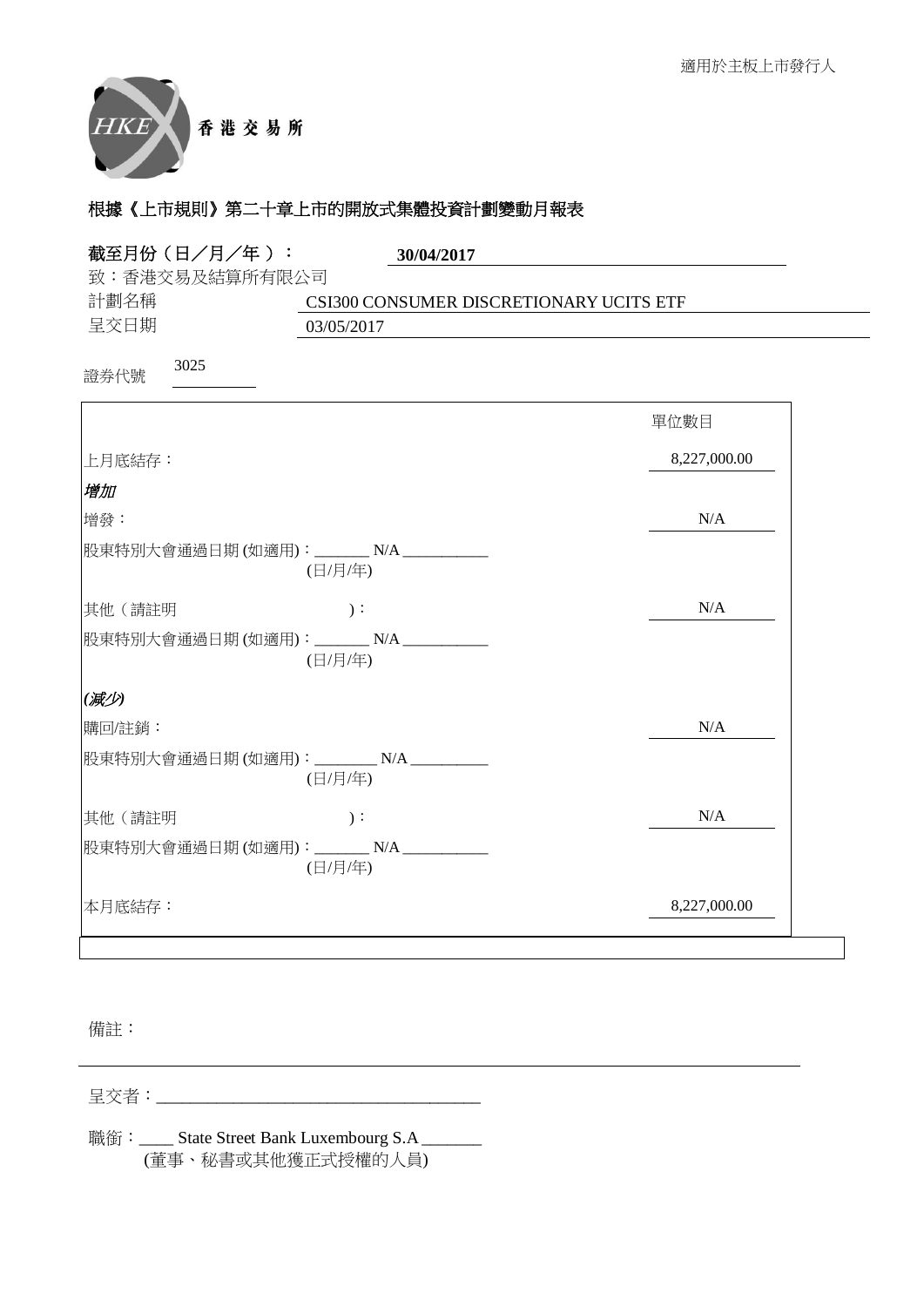適用於主板上市發行人

香港交易所

## 根據《上市規則》第二十章上市的開放式集體投資計劃變動月報表

**截至月份（日／月／年）：** **30/04/2017**

致：香港交易所及結算所有限公司

計劃名稱　CSI300 CONSUMER DISCRETIONARY UCITS ETF

呈交日期　03/05/2017

證券代號　3025

| | 單位數目 |
|---|---|
| 上月底結存： | 8,227,000.00 |
| ***增加*** | |
| 增發： | N/A |
| 股東特別大會通過日期 (如適用)：_______ N/A ___________ (日/月/年) | |
| 其他（請註明　　　　　　　）： | N/A |
| 股東特別大會通過日期 (如適用)：_______ N/A ___________ (日/月/年) | |
| ***(減少)*** | |
| 購回/註銷： | N/A |
| 股東特別大會通過日期 (如適用)：________ N/A __________ (日/月/年) | |
| 其他（請註明　　　　　　　）： | N/A |
| 股東特別大會通過日期 (如適用)：_______ N/A ___________ (日/月/年) | |
| 本月底結存： | 8,227,000.00 |

備註：

呈交者：______________________________________

職銜：____ State Street Bank Luxembourg S.A _______
(董事、秘書或其他獲正式授權的人員)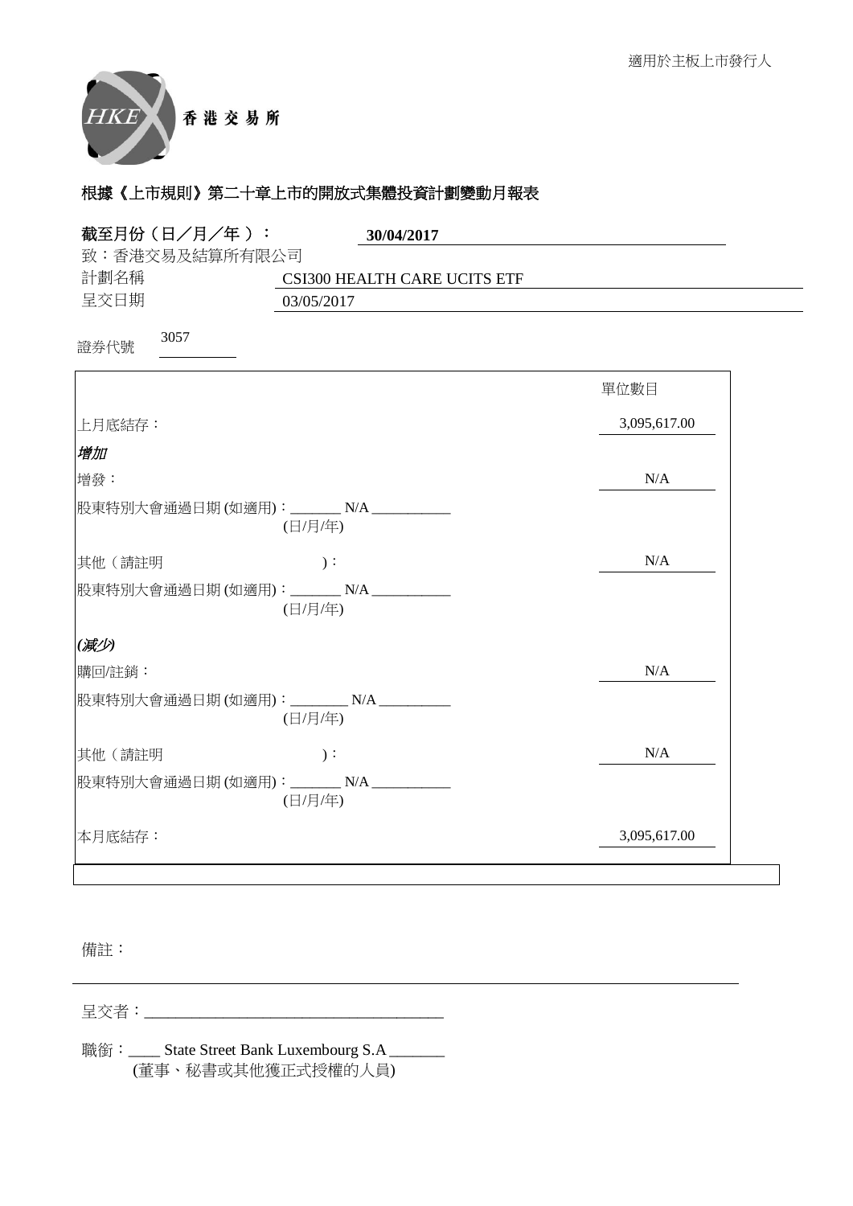適用於主板上市發行人

香港交易所

## 根據《上市規則》第二十章上市的開放式集體投資計劃變動月報表

**截至月份（日／月／年）：** **30/04/2017**

致：香港交易及結算所有限公司

計劃名稱 CSI300 HEALTH CARE UCITS ETF

呈交日期 03/05/2017

證券代號 3057

| | 單位數目 |
|---|---|
| 上月底結存： | 3,095,617.00 |
| ***增加*** | |
| 增發： | N/A |
| 股東特別大會通過日期 (如適用)：_______ N/A ___________ (日/月/年) | |
| 其他（請註明 )： | N/A |
| 股東特別大會通過日期 (如適用)：_______ N/A ___________ (日/月/年) | |
| ***(減少)*** | |
| 購回/註銷： | N/A |
| 股東特別大會通過日期 (如適用)：________ N/A __________ (日/月/年) | |
| 其他（請註明 )： | N/A |
| 股東特別大會通過日期 (如適用)：_______ N/A ___________ (日/月/年) | |
| 本月底結存： | 3,095,617.00 |

備註：

呈交者：______________________________________

職銜：____ State Street Bank Luxembourg S.A _______
(董事、秘書或其他獲正式授權的人員)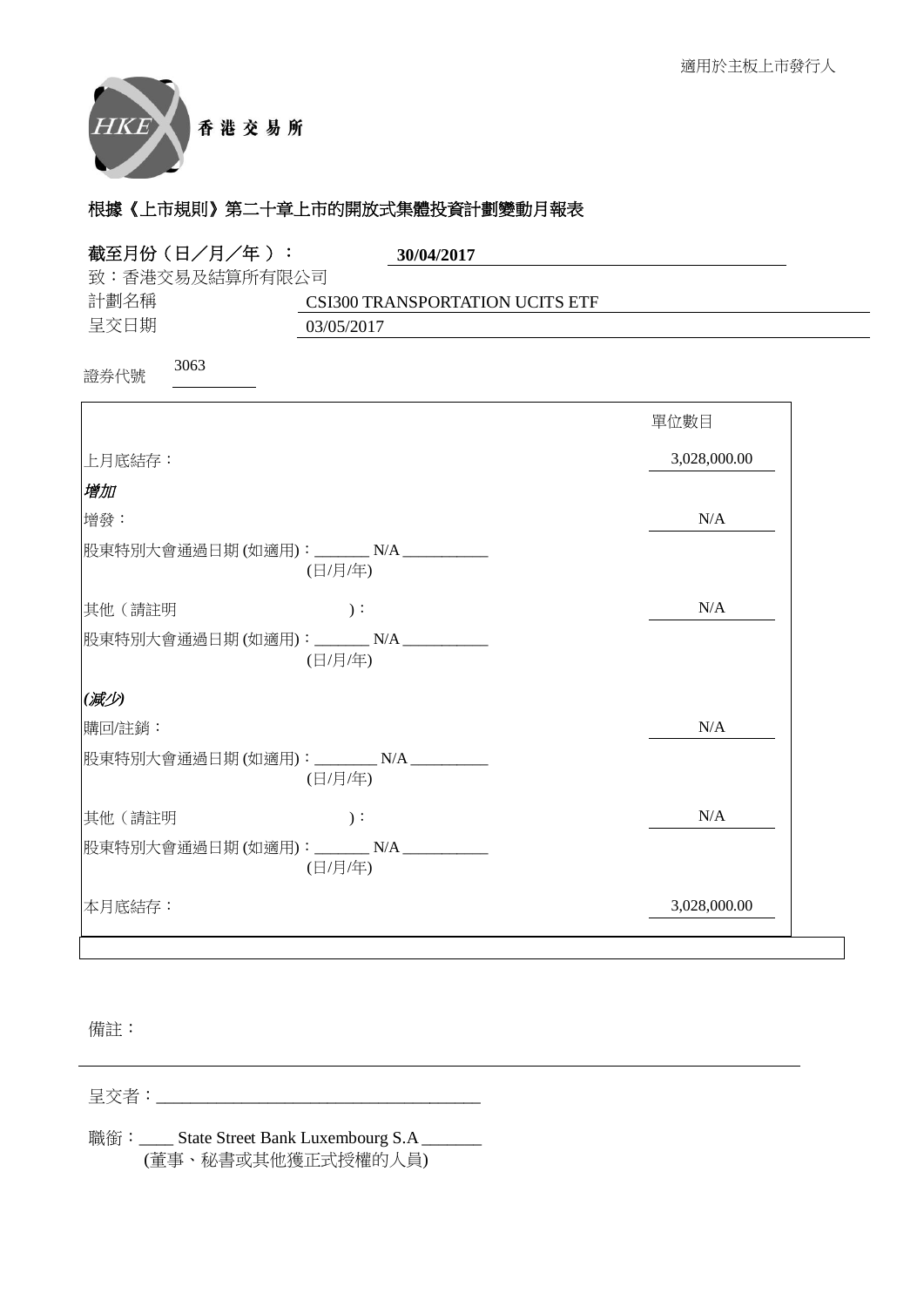適用於主板上市發行人

香港交易所

# 根據《上市規則》第二十章上市的開放式集體投資計劃變動月報表

**截至月份（日／月／年）： 30/04/2017**

致：香港交易所及結算所有限公司

計劃名稱 CSI300 TRANSPORTATION UCITS ETF

呈交日期 03/05/2017

證券代號 3063

| | 單位數目 |
|---|---|
| 上月底結存： | 3,028,000.00 |
| ***增加*** | |
| 增發： | N/A |
| 股東特別大會通過日期 (如適用)：_______ N/A ___________ (日/月/年) | |
| 其他（請註明 )： | N/A |
| 股東特別大會通過日期 (如適用)：_______ N/A ___________ (日/月/年) | |
| ***(減少)*** | |
| 購回/註銷： | N/A |
| 股東特別大會通過日期 (如適用)：________ N/A __________ (日/月/年) | |
| 其他（請註明 )： | N/A |
| 股東特別大會通過日期 (如適用)：_______ N/A ___________ (日/月/年) | |
| 本月底結存： | 3,028,000.00 |

備註：

呈交者：______________________________________

職銜：____ State Street Bank Luxembourg S.A _______
(董事、秘書或其他獲正式授權的人員)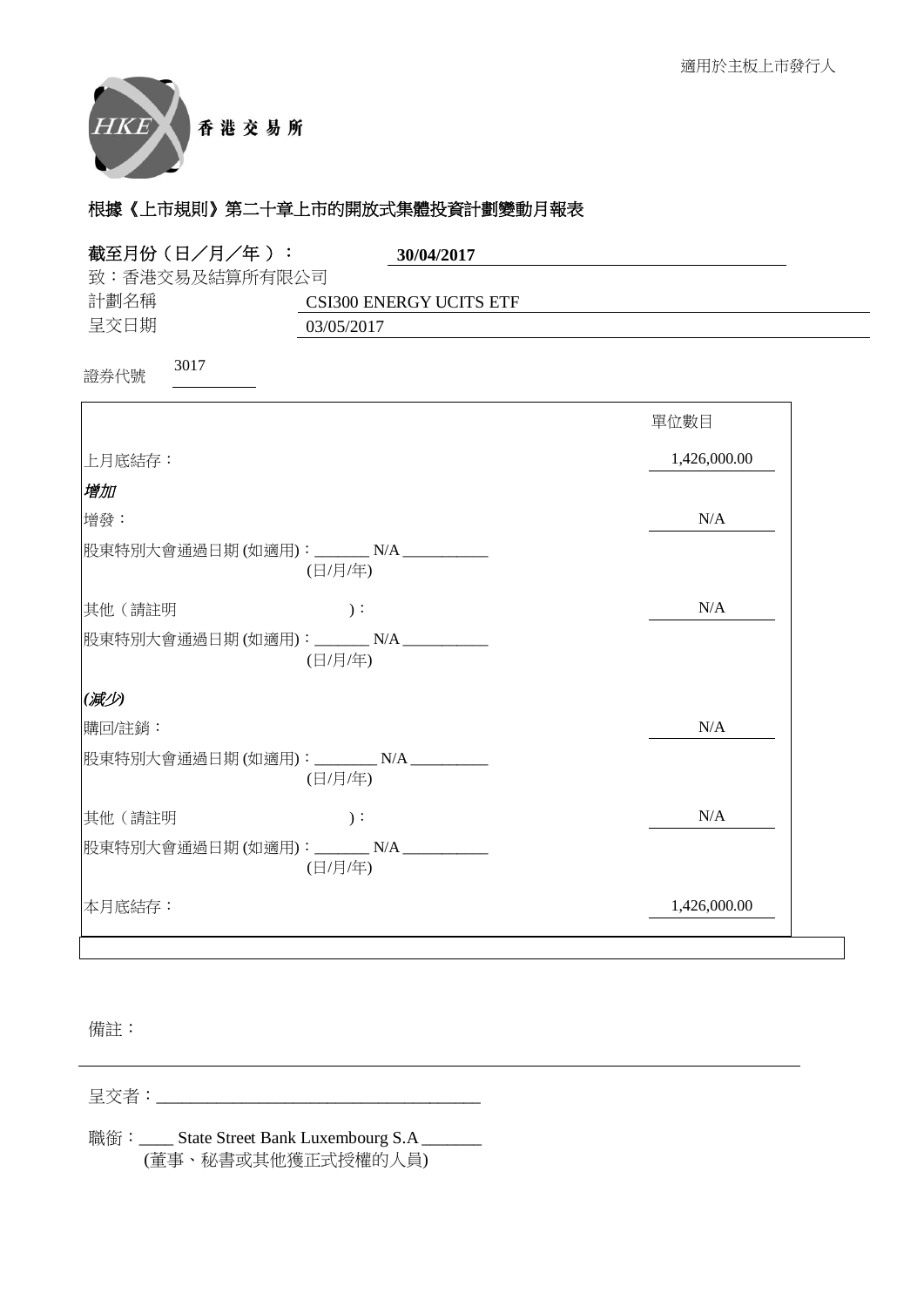適用於主板上市發行人

香港交易所

# 根據《上市規則》第二十章上市的開放式集體投資計劃變動月報表

**截至月份（日／月／年）：** **30/04/2017**

致：香港交易所及結算所有限公司

計劃名稱 CSI300 ENERGY UCITS ETF

呈交日期 03/05/2017

證券代號 3017

| | 單位數目 |
|---|---|
| 上月底結存： | 1,426,000.00 |
| ***增加*** | |
| 增發： | N/A |
| 股東特別大會通過日期 (如適用)：_______ N/A ___________ (日/月/年) | |
| 其他（請註明 )： | N/A |
| 股東特別大會通過日期 (如適用)：_______ N/A ___________ (日/月/年) | |
| ***(減少)*** | |
| 購回/註銷： | N/A |
| 股東特別大會通過日期 (如適用)：________ N/A __________ (日/月/年) | |
| 其他（請註明 )： | N/A |
| 股東特別大會通過日期 (如適用)：_______ N/A ___________ (日/月/年) | |
| 本月底結存： | 1,426,000.00 |

備註：

呈交者：_______________________________________

職銜：____ State Street Bank Luxembourg S.A _______
(董事、秘書或其他獲正式授權的人員)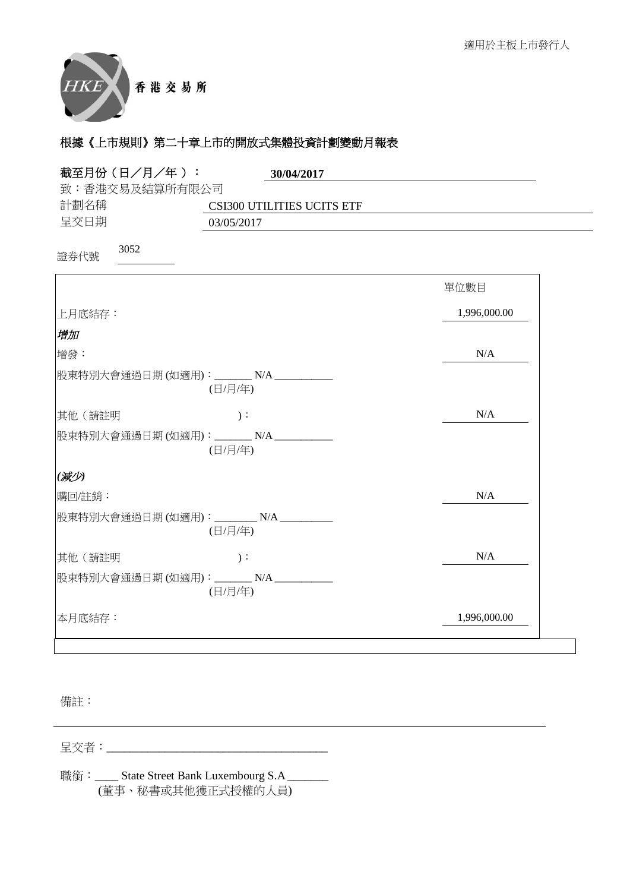適用於主板上市發行人

香 港 交 易 所

## 根據《上市規則》第二十章上市的開放式集體投資計劃變動月報表

**截至月份（日／月／年）：** **30/04/2017**

致：香港交易及結算所有限公司

計劃名稱 CSI300 UTILITIES UCITS ETF

呈交日期 03/05/2017

證券代號 3052

| | 單位數目 |
|---|---|
| 上月底結存： | 1,996,000.00 |
| ***增加*** | |
| 增發： | N/A |
| 股東特別大會通過日期 (如適用)：_______ N/A ___________ (日/月/年) | |
| 其他（請註明 )： | N/A |
| 股東特別大會通過日期 (如適用)：_______ N/A ___________ (日/月/年) | |
| ***(減少)*** | |
| 購回/註銷： | N/A |
| 股東特別大會通過日期 (如適用)：________ N/A __________ (日/月/年) | |
| 其他（請註明 )： | N/A |
| 股東特別大會通過日期 (如適用)：_______ N/A ___________ (日/月/年) | |
| 本月底結存： | 1,996,000.00 |

備註：

呈交者：______________________________________

職銜：____ State Street Bank Luxembourg S.A _______
(董事、秘書或其他獲正式授權的人員)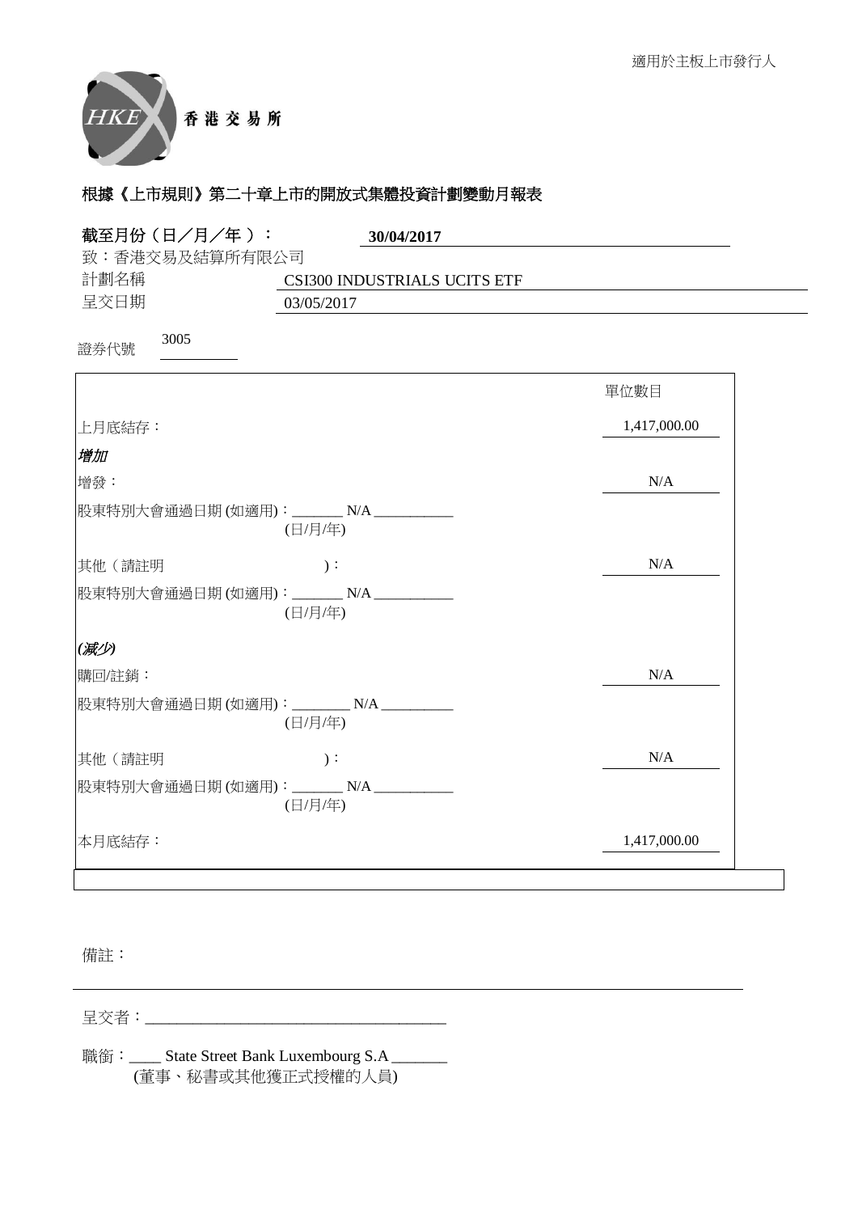適用於主板上市發行人

香港交易所

## 根據《上市規則》第二十章上市的開放式集體投資計劃變動月報表

**截至月份（日／月／年）：** **30/04/2017**

致：香港交易所及結算所有限公司

計劃名稱 CSI300 INDUSTRIALS UCITS ETF

呈交日期 03/05/2017

證券代號 3005

| | 單位數目 |
|---|---|
| 上月底結存： | 1,417,000.00 |
| ***增加*** | |
| 增發： | N/A |
| 股東特別大會通過日期 (如適用)：_______ N/A ___________ (日/月/年) | |
| 其他（請註明 )： | N/A |
| 股東特別大會通過日期 (如適用)：_______ N/A ___________ (日/月/年) | |
| ***(減少)*** | |
| 購回/註銷： | N/A |
| 股東特別大會通過日期 (如適用)：________ N/A __________ (日/月/年) | |
| 其他（請註明 )： | N/A |
| 股東特別大會通過日期 (如適用)：_______ N/A ___________ (日/月/年) | |
| 本月底結存： | 1,417,000.00 |

備註：

呈交者：______________________________________

職銜：____ State Street Bank Luxembourg S.A _______
(董事、秘書或其他獲正式授權的人員)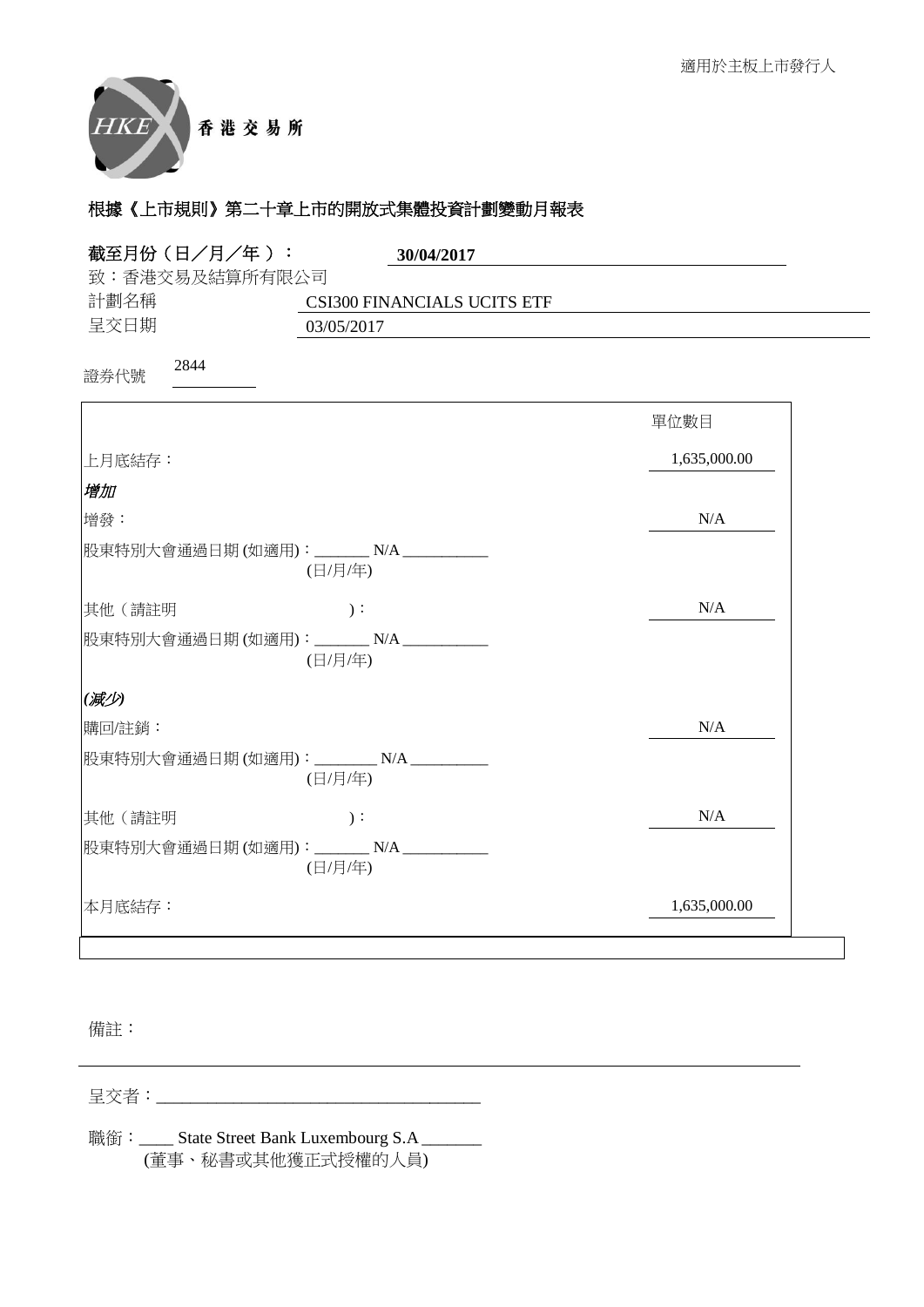適用於主板上市發行人

香 港 交 易 所

## 根據《上市規則》第二十章上市的開放式集體投資計劃變動月報表

**截至月份（日／月／年）：** **30/04/2017**

致：香港交易及結算所有限公司

計劃名稱 CSI300 FINANCIALS UCITS ETF

呈交日期 03/05/2017

證券代號 2844

| | 單位數目 |
|---|---|
| 上月底結存： | 1,635,000.00 |
| ***增加*** | |
| 增發： | N/A |
| 股東特別大會通過日期 (如適用)：_______ N/A ___________ (日/月/年) | |
| 其他（請註明 )： | N/A |
| 股東特別大會通過日期 (如適用)：_______ N/A ___________ (日/月/年) | |
| ***(減少)*** | |
| 購回/註銷： | N/A |
| 股東特別大會通過日期 (如適用)：________ N/A __________ (日/月/年) | |
| 其他（請註明 )： | N/A |
| 股東特別大會通過日期 (如適用)：_______ N/A ___________ (日/月/年) | |
| 本月底結存： | 1,635,000.00 |

備註：

呈交者：______________________________________

職銜：____ State Street Bank Luxembourg S.A _______
(董事、秘書或其他獲正式授權的人員)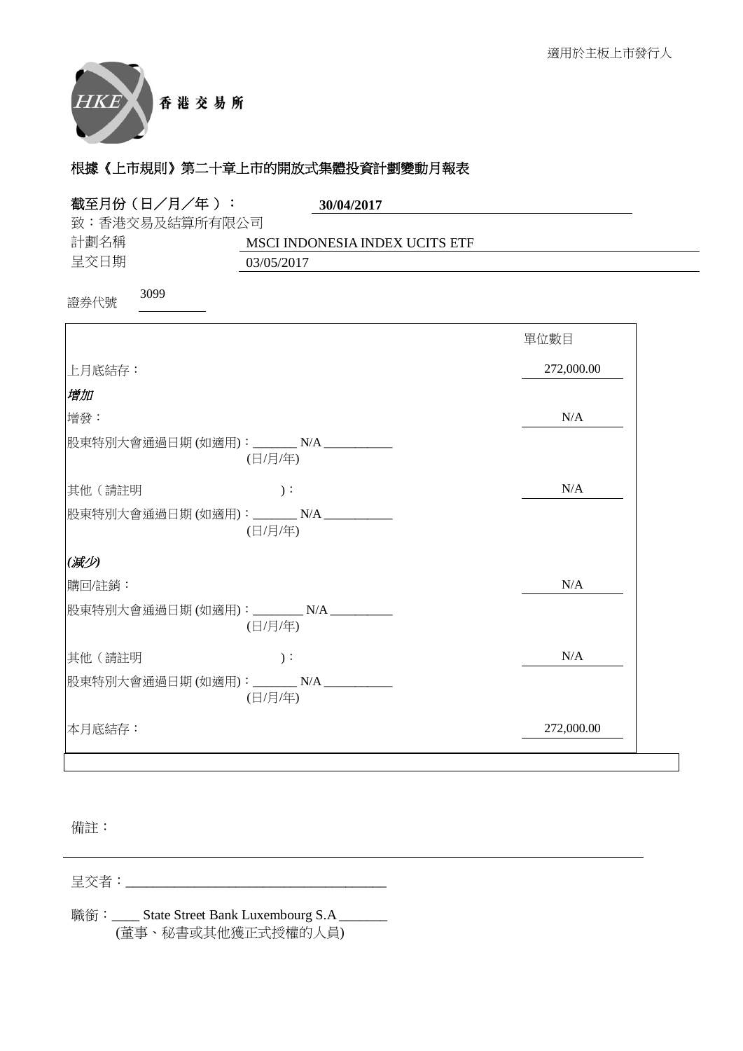適用於主板上市發行人

香港交易所

## 根據《上市規則》第二十章上市的開放式集體投資計劃變動月報表

**截至月份（日／月／年）：** **30/04/2017**

致：香港交易所及結算所有限公司

計劃名稱　MSCI INDONESIA INDEX UCITS ETF

呈交日期　03/05/2017

證券代號　3099

| | 單位數目 |
|---|---|
| 上月底結存： | 272,000.00 |
| ***增加*** | |
| 增發： | N/A |
| 股東特別大會通過日期 (如適用)：_______ N/A ___________ (日/月/年) | |
| 其他（請註明　　　　　)： | N/A |
| 股東特別大會通過日期 (如適用)：_______ N/A ___________ (日/月/年) | |
| ***(減少)*** | |
| 購回/註銷： | N/A |
| 股東特別大會通過日期 (如適用)：________ N/A __________ (日/月/年) | |
| 其他（請註明　　　　　)： | N/A |
| 股東特別大會通過日期 (如適用)：_______ N/A ___________ (日/月/年) | |
| 本月底結存： | 272,000.00 |

備註：

呈交者：______________________________________

職銜：____ State Street Bank Luxembourg S.A _______
(董事、秘書或其他獲正式授權的人員)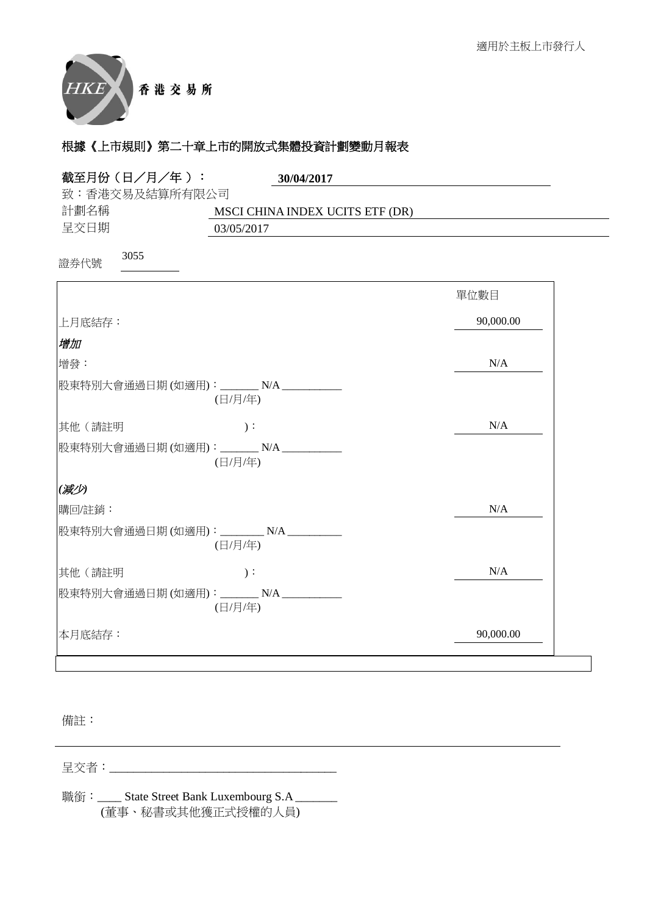適用於主板上市發行人

香 港 交 易 所

## 根據《上市規則》第二十章上市的開放式集體投資計劃變動月報表

**截至月份（日／月／年）：** **30/04/2017**

致：香港交易及結算所有限公司

計劃名稱　MSCI CHINA INDEX UCITS ETF (DR)

呈交日期　03/05/2017

證券代號　3055

| | 單位數目 |
|---|---|
| 上月底結存： | 90,000.00 |
| ***增加*** | |
| 增發： | N/A |
| 股東特別大會通過日期 (如適用)：_______ N/A ___________ (日/月/年) | |
| 其他（請註明　　　　　）： | N/A |
| 股東特別大會通過日期 (如適用)：_______ N/A ___________ (日/月/年) | |
| ***(減少)*** | |
| 購回/註銷： | N/A |
| 股東特別大會通過日期 (如適用)：________ N/A __________ (日/月/年) | |
| 其他（請註明　　　　　）： | N/A |
| 股東特別大會通過日期 (如適用)：_______ N/A ___________ (日/月/年) | |
| 本月底結存： | 90,000.00 |

備註：

呈交者：______________________________________

職銜：____ State Street Bank Luxembourg S.A _______
(董事、秘書或其他獲正式授權的人員)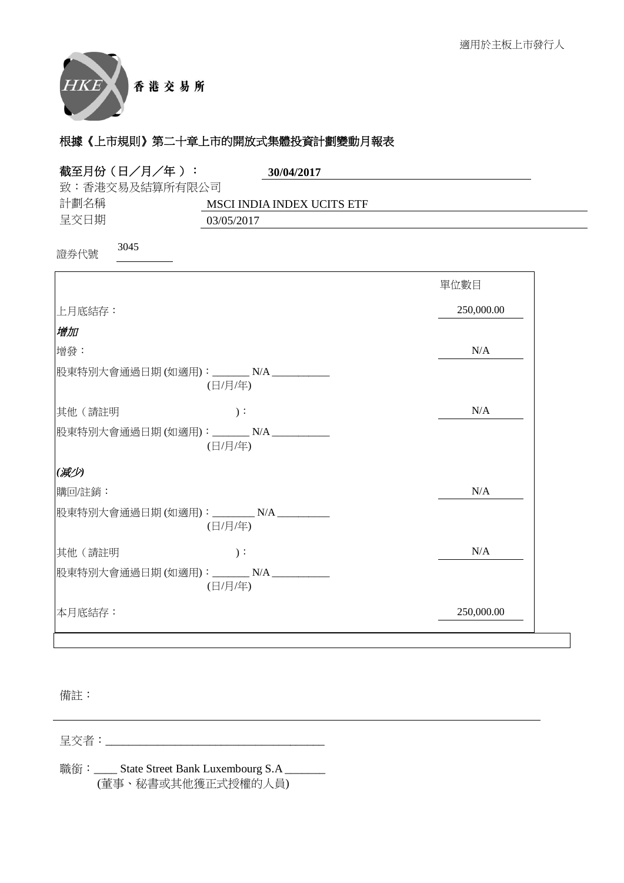適用於主板上市發行人

香港交易所

## 根據《上市規則》第二十章上市的開放式集體投資計劃變動月報表

**截至月份（日／月／年）：** **30/04/2017**

致：香港交易及結算所有限公司

計劃名稱 MSCI INDIA INDEX UCITS ETF

呈交日期 03/05/2017

證券代號 3045

| | 單位數目 |
|---|---|
| 上月底結存： | 250,000.00 |
| ***增加*** | |
| 增發： | N/A |
| 股東特別大會通過日期 (如適用)：_______ N/A ___________ (日/月/年) | |
| 其他（請註明 )： | N/A |
| 股東特別大會通過日期 (如適用)：_______ N/A ___________ (日/月/年) | |
| ***(減少)*** | |
| 購回/註銷： | N/A |
| 股東特別大會通過日期 (如適用)：________ N/A __________ (日/月/年) | |
| 其他（請註明 )： | N/A |
| 股東特別大會通過日期 (如適用)：_______ N/A ___________ (日/月/年) | |
| 本月底結存： | 250,000.00 |

備註：

呈交者：_______________________________________

職銜：____ State Street Bank Luxembourg S.A _______
(董事、秘書或其他獲正式授權的人員)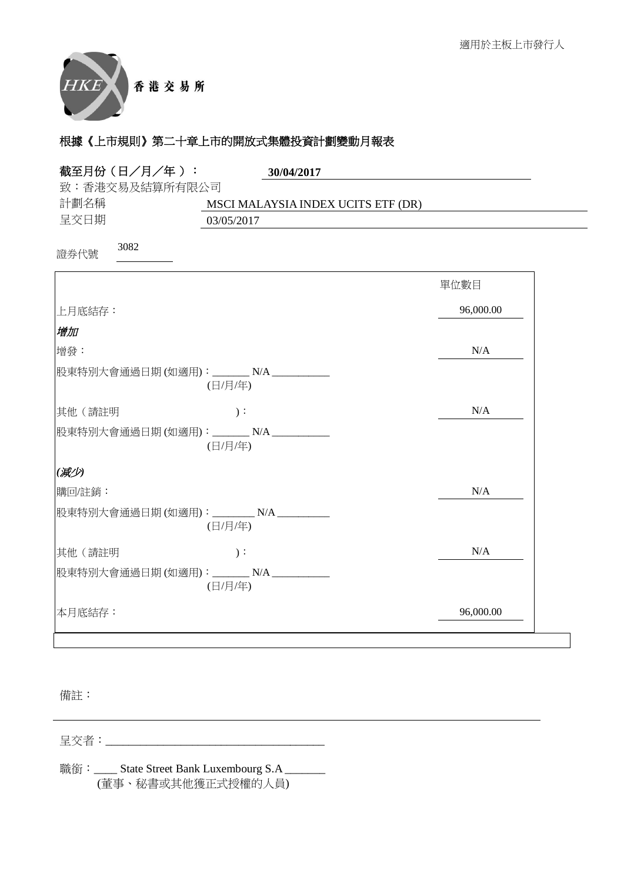適用於主板上市發行人

香 港 交 易 所

## 根據《上市規則》第二十章上市的開放式集體投資計劃變動月報表

**截至月份（日／月／年）：** **30/04/2017**

致：香港交易及結算所有限公司

計劃名稱　MSCI MALAYSIA INDEX UCITS ETF (DR)

呈交日期　03/05/2017

證券代號　3082

| | 單位數目 |
|---|---|
| 上月底結存： | 96,000.00 |
| ***增加*** | |
| 增發： | N/A |
| 股東特別大會通過日期 (如適用)：_______ N/A ___________ (日/月/年) | |
| 其他（請註明　　　　　　）： | N/A |
| 股東特別大會通過日期 (如適用)：_______ N/A ___________ (日/月/年) | |
| ***(減少)*** | |
| 購回/註銷： | N/A |
| 股東特別大會通過日期 (如適用)：________ N/A __________ (日/月/年) | |
| 其他（請註明　　　　　　）： | N/A |
| 股東特別大會通過日期 (如適用)：_______ N/A ___________ (日/月/年) | |
| 本月底結存： | 96,000.00 |

備註：

呈交者：______________________________________

職銜：____ State Street Bank Luxembourg S.A _______
(董事、秘書或其他獲正式授權的人員)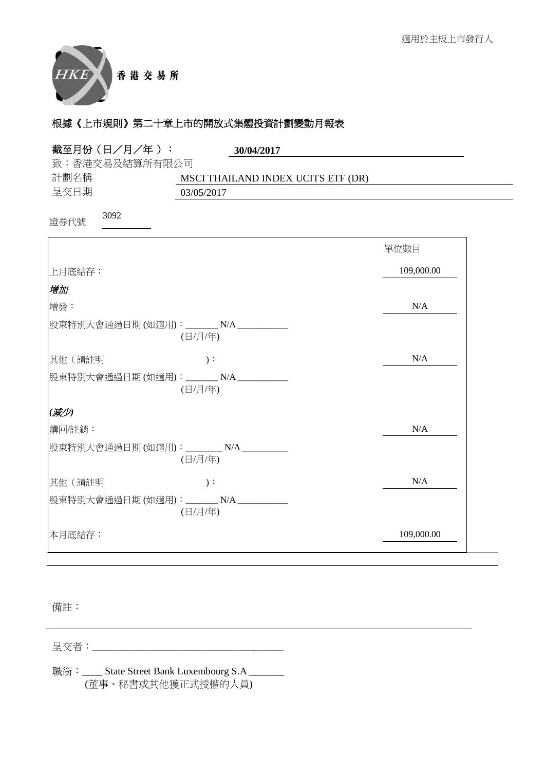適用於主板上市發行人

香 港 交 易 所

## 根據《上市規則》第二十章上市的開放式集體投資計劃變動月報表

**截至月份（日／月／年）：** **30/04/2017**

致：香港交易及結算所有限公司

計劃名稱 MSCI THAILAND INDEX UCITS ETF (DR)

呈交日期 03/05/2017

證券代號 3092

| | 單位數目 |
|---|---|
| 上月底結存： | 109,000.00 |
| ***增加*** | |
| 增發： | N/A |
| 股東特別大會通過日期 (如適用)：_______ N/A ___________ (日/月/年) | |
| 其他（請註明 ）： | N/A |
| 股東特別大會通過日期 (如適用)：_______ N/A ___________ (日/月/年) | |
| ***(減少)*** | |
| 購回/註銷： | N/A |
| 股東特別大會通過日期 (如適用)：________ N/A __________ (日/月/年) | |
| 其他（請註明 ）： | N/A |
| 股東特別大會通過日期 (如適用)：_______ N/A ___________ (日/月/年) | |
| 本月底結存： | 109,000.00 |

備註：

呈交者：______________________________________

職銜：____ State Street Bank Luxembourg S.A _______
(董事、秘書或其他獲正式授權的人員)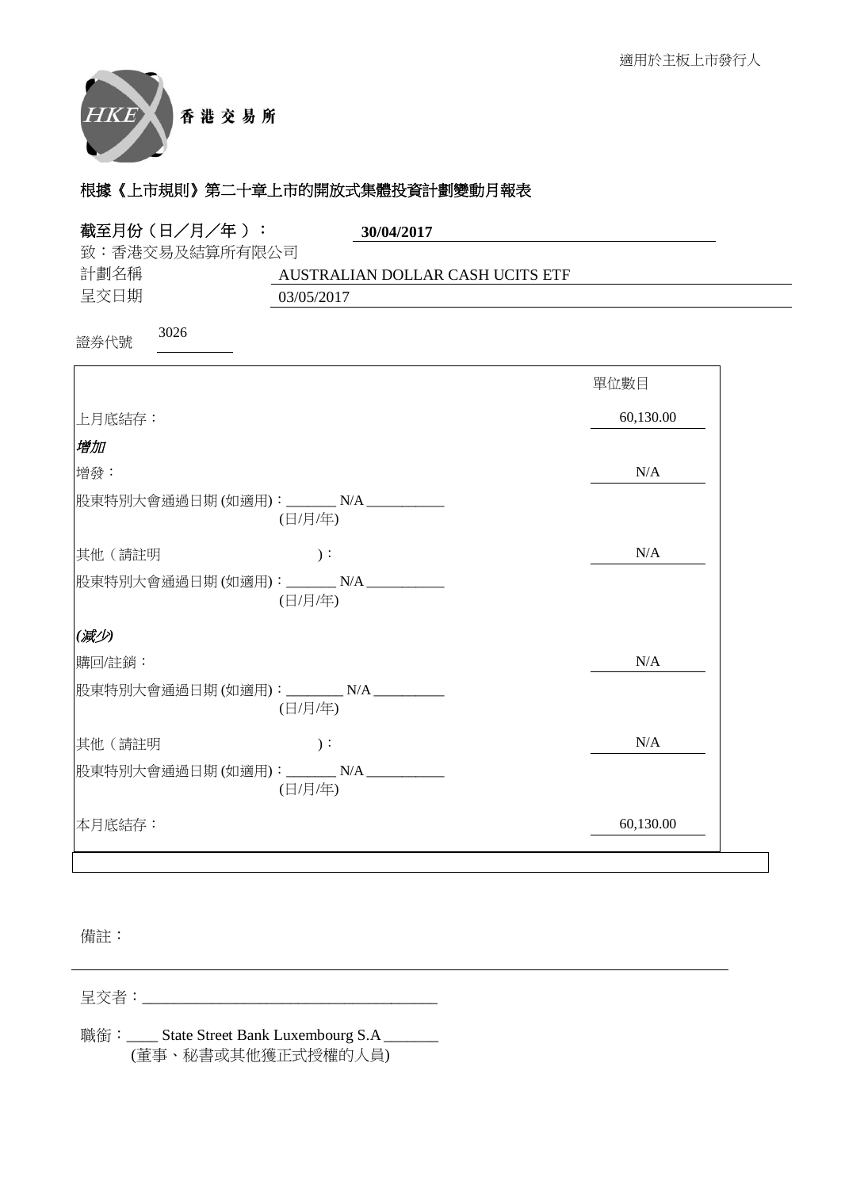適用於主板上市發行人

香 港 交 易 所

## 根據《上市規則》第二十章上市的開放式集體投資計劃變動月報表

**截至月份（日／月／年）：** **30/04/2017**

致：香港交易及結算所有限公司

計劃名稱　AUSTRALIAN DOLLAR CASH UCITS ETF

呈交日期　03/05/2017

證券代號　3026

| | 單位數目 |
|---|---|
| 上月底結存： | 60,130.00 |
| ***增加*** | |
| 增發： | N/A |
| 股東特別大會通過日期 (如適用)：_______ N/A ___________ (日/月/年) | |
| 其他（請註明　　　　　）： | N/A |
| 股東特別大會通過日期 (如適用)：_______ N/A ___________ (日/月/年) | |
| ***(減少)*** | |
| 購回/註銷： | N/A |
| 股東特別大會通過日期 (如適用)：________ N/A __________ (日/月/年) | |
| 其他（請註明　　　　　）： | N/A |
| 股東特別大會通過日期 (如適用)：_______ N/A ___________ (日/月/年) | |
| 本月底結存： | 60,130.00 |

備註：

呈交者：_______________________________________

職銜：____ State Street Bank Luxembourg S.A _______
(董事、秘書或其他獲正式授權的人員)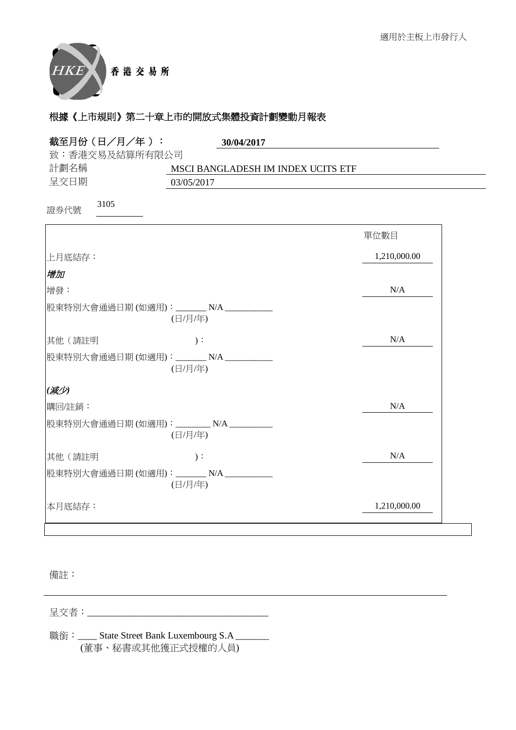適用於主板上市發行人

香港交易所

## 根據《上市規則》第二十章上市的開放式集體投資計劃變動月報表

**截至月份（日／月／年）：** **30/04/2017**

致：香港交易及結算所有限公司

計劃名稱 MSCI BANGLADESH IM INDEX UCITS ETF

呈交日期 03/05/2017

證券代號 3105

| | 單位數目 |
|---|---|
| 上月底結存： | 1,210,000.00 |
| ***增加*** | |
| 增發： | N/A |
| 股東特別大會通過日期 (如適用)：_______ N/A ___________ (日/月/年) | |
| 其他（請註明 )： | N/A |
| 股東特別大會通過日期 (如適用)：_______ N/A ___________ (日/月/年) | |
| ***(減少)*** | |
| 購回/註銷： | N/A |
| 股東特別大會通過日期 (如適用)：________ N/A __________ (日/月/年) | |
| 其他（請註明 )： | N/A |
| 股東特別大會通過日期 (如適用)：_______ N/A ___________ (日/月/年) | |
| 本月底結存： | 1,210,000.00 |

備註：

呈交者：______________________________________

職銜：____ State Street Bank Luxembourg S.A _______
(董事、秘書或其他獲正式授權的人員)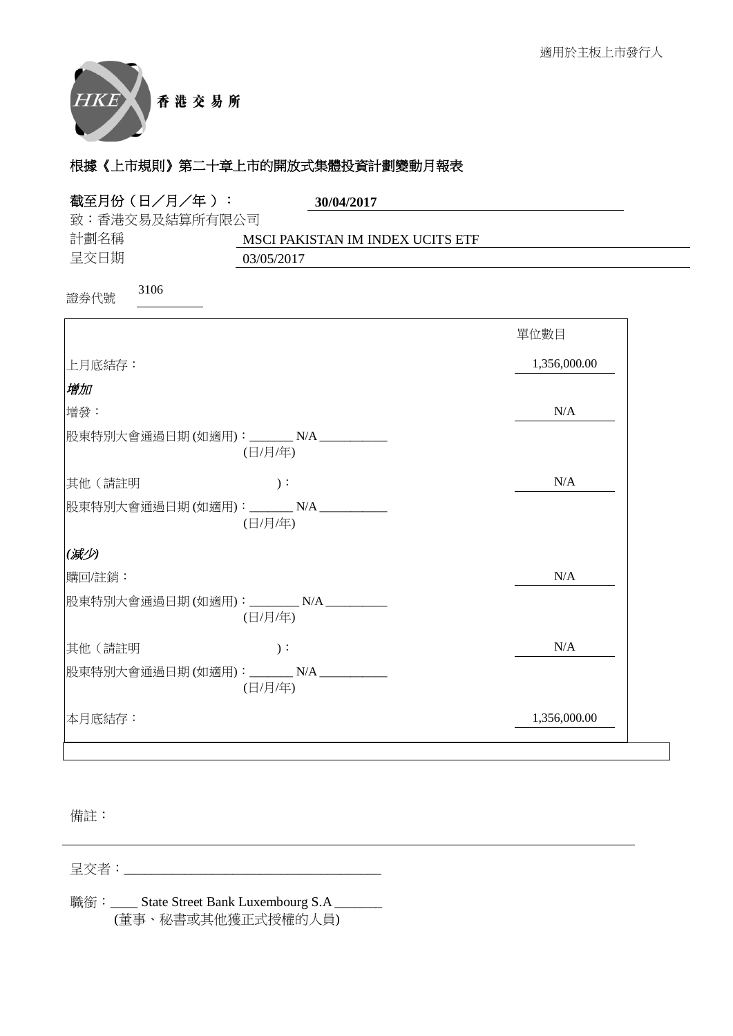適用於主板上市發行人

香 港 交 易 所

## 根據《上市規則》第二十章上市的開放式集體投資計劃變動月報表

**截至月份（日／月／年）：** **30/04/2017**

致：香港交易及結算所有限公司

計劃名稱　MSCI PAKISTAN IM INDEX UCITS ETF

呈交日期　03/05/2017

證券代號　3106

| | 單位數目 |
|---|---|
| 上月底結存： | 1,356,000.00 |
| ***增加*** | |
| 增發： | N/A |
| 股東特別大會通過日期 (如適用)：_______ N/A ___________ (日/月/年) | |
| 其他（請註明　　　　　）： | N/A |
| 股東特別大會通過日期 (如適用)：_______ N/A ___________ (日/月/年) | |
| ***(減少)*** | |
| 購回/註銷： | N/A |
| 股東特別大會通過日期 (如適用)：________ N/A __________ (日/月/年) | |
| 其他（請註明　　　　　）： | N/A |
| 股東特別大會通過日期 (如適用)：_______ N/A ___________ (日/月/年) | |
| 本月底結存： | 1,356,000.00 |

備註：

呈交者：______________________________________

職銜：____ State Street Bank Luxembourg S.A _______
(董事、秘書或其他獲正式授權的人員)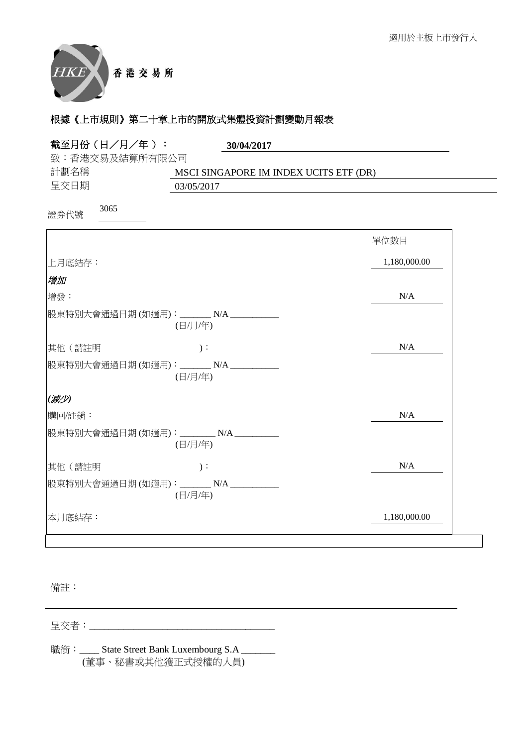適用於主板上市發行人

香 港 交 易 所

# 根據《上市規則》第二十章上市的開放式集體投資計劃變動月報表

**截至月份（日／月／年）：** **30/04/2017**

致：香港交易及結算所有限公司

計劃名稱　MSCI SINGAPORE IM INDEX UCITS ETF (DR)

呈交日期　03/05/2017

證券代號　3065

| | 單位數目 |
|---|---|
| 上月底結存： | 1,180,000.00 |
| ***增加*** | |
| 增發： | N/A |
| 股東特別大會通過日期 (如適用)：_______ N/A ___________ (日/月/年) | |
| 其他（請註明　　　　　　）： | N/A |
| 股東特別大會通過日期 (如適用)：_______ N/A ___________ (日/月/年) | |
| ***(減少)*** | |
| 購回/註銷： | N/A |
| 股東特別大會通過日期 (如適用)：________ N/A __________ (日/月/年) | |
| 其他（請註明　　　　　　）： | N/A |
| 股東特別大會通過日期 (如適用)：_______ N/A ___________ (日/月/年) | |
| 本月底結存： | 1,180,000.00 |

備註：

呈交者：_______________________________________

職銜：____ State Street Bank Luxembourg S.A _______
(董事、秘書或其他獲正式授權的人員)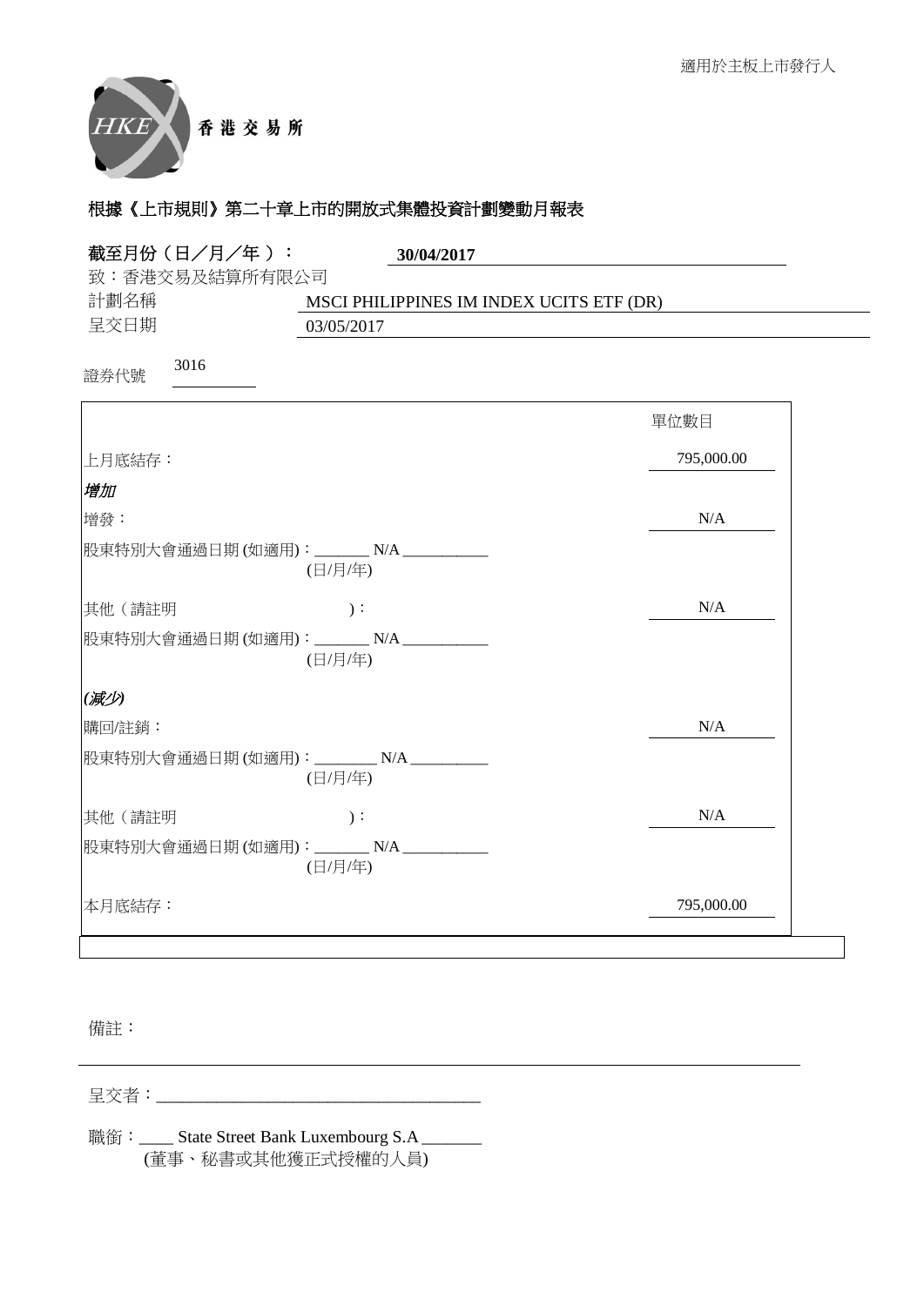適用於主板上市發行人

香港交易所

# 根據《上市規則》第二十章上市的開放式集體投資計劃變動月報表

**截至月份（日／月／年）：** **30/04/2017**

致：香港交易及結算所有限公司

計劃名稱 MSCI PHILIPPINES IM INDEX UCITS ETF (DR)

呈交日期 03/05/2017

證券代號 3016

| | 單位數目 |
|---|---|
| 上月底結存： | 795,000.00 |
| ***增加*** | |
| 增發： | N/A |
| 股東特別大會通過日期 (如適用)：_______ N/A ___________ (日/月/年) | |
| 其他（請註明 )： | N/A |
| 股東特別大會通過日期 (如適用)：_______ N/A ___________ (日/月/年) | |
| ***(減少)*** | |
| 購回/註銷： | N/A |
| 股東特別大會通過日期 (如適用)：________ N/A __________ (日/月/年) | |
| 其他（請註明 )： | N/A |
| 股東特別大會通過日期 (如適用)：_______ N/A ___________ (日/月/年) | |
| 本月底結存： | 795,000.00 |

備註：

呈交者：______________________________________

職銜：____ State Street Bank Luxembourg S.A _______
(董事、秘書或其他獲正式授權的人員)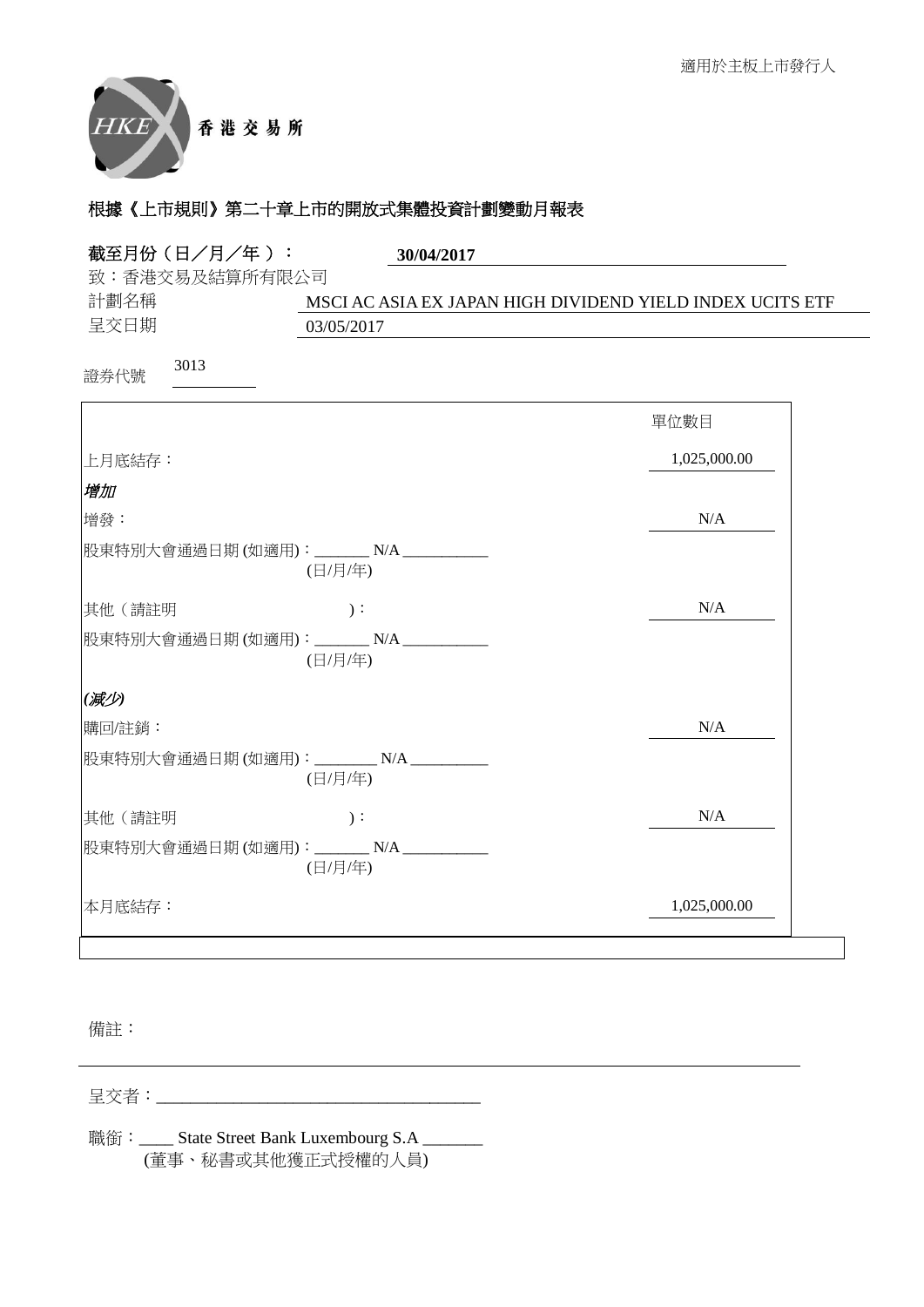適用於主板上市發行人

香港交易所

## 根據《上市規則》第二十章上市的開放式集體投資計劃變動月報表

**截至月份（日／月／年）：** **30/04/2017**

致：香港交易及結算所有限公司

計劃名稱 MSCI AC ASIA EX JAPAN HIGH DIVIDEND YIELD INDEX UCITS ETF

呈交日期 03/05/2017

證券代號 3013

| | 單位數目 |
|---|---|
| 上月底結存： | 1,025,000.00 |
| ***增加*** | |
| 增發： | N/A |
| 股東特別大會通過日期 (如適用)：_______ N/A ___________ (日/月/年) | |
| 其他（請註明 )： | N/A |
| 股東特別大會通過日期 (如適用)：_______ N/A ___________ (日/月/年) | |
| ***(減少)*** | |
| 購回/註銷： | N/A |
| 股東特別大會通過日期 (如適用)：________ N/A __________ (日/月/年) | |
| 其他（請註明 )： | N/A |
| 股東特別大會通過日期 (如適用)：_______ N/A ___________ (日/月/年) | |
| 本月底結存： | 1,025,000.00 |

備註：

呈交者：_______________________________________

職銜：____ State Street Bank Luxembourg S.A _______
(董事、秘書或其他獲正式授權的人員)